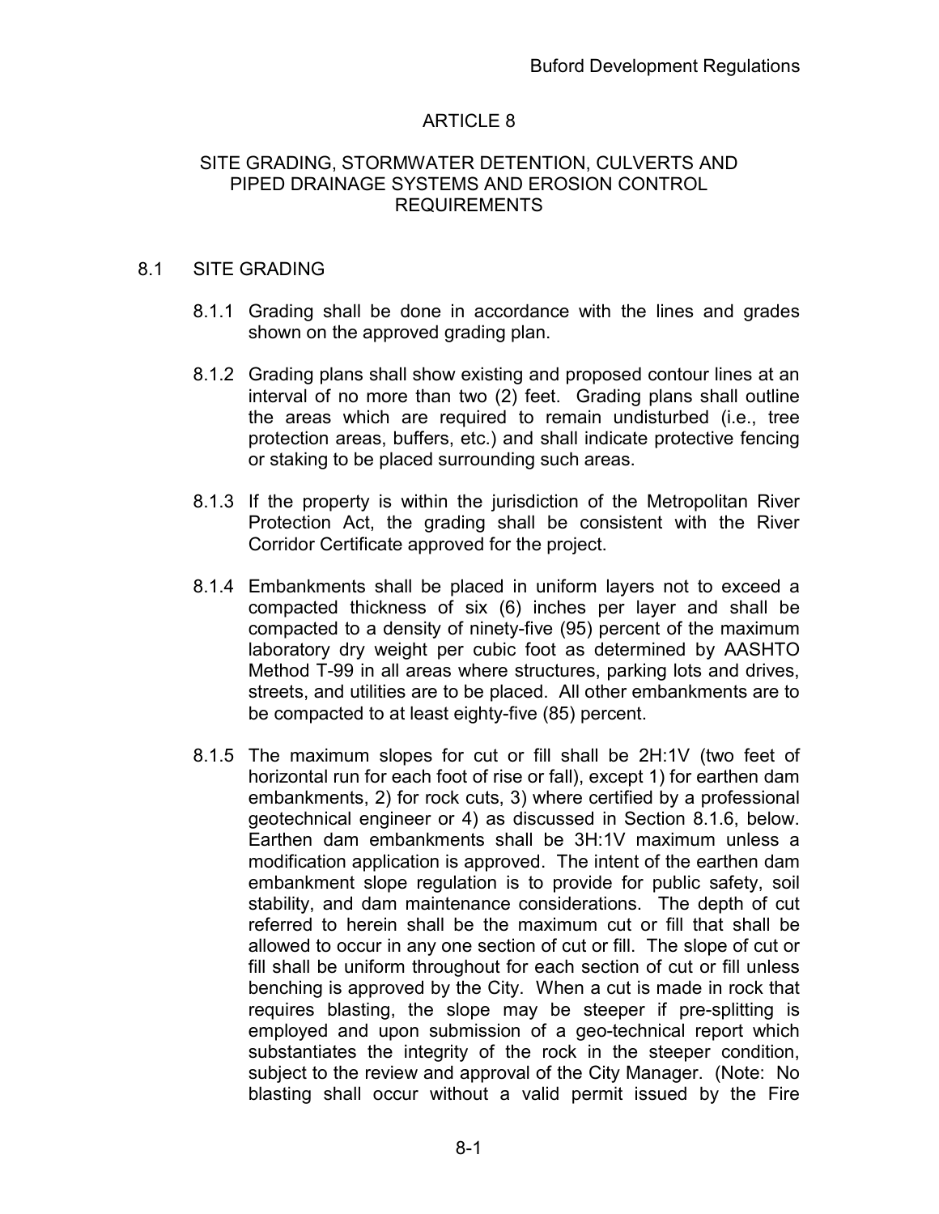# ARTICLE 8

## SITE GRADING, STORMWATER DETENTION, CULVERTS AND PIPED DRAINAGE SYSTEMS AND EROSION CONTROL REQUIREMENTS

### 8.1 SITE GRADING

8.1.1 Grading shall be done in accordance with the lines and grades shown on the approved grading plan.

8.1.2 Grading plans shall show existing and proposed contour lines at an interval of no more than two (2) feet. Grading plans shall outline the areas which are required to remain undisturbed (i.e., tree protection areas, buffers, etc.) and shall indicate protective fencing or staking to be placed surrounding such areas.

8.1.3 If the property is within the jurisdiction of the Metropolitan River Protection Act, the grading shall be consistent with the River Corridor Certificate approved for the project.

8.1.4 Embankments shall be placed in uniform layers not to exceed a compacted thickness of six (6) inches per layer and shall be compacted to a density of ninety-five (95) percent of the maximum laboratory dry weight per cubic foot as determined by AASHTO Method T-99 in all areas where structures, parking lots and drives, streets, and utilities are to be placed. All other embankments are to be compacted to at least eighty-five (85) percent.

8.1.5 The maximum slopes for cut or fill shall be 2H:1V (two feet of horizontal run for each foot of rise or fall), except 1) for earthen dam embankments, 2) for rock cuts, 3) where certified by a professional geotechnical engineer or 4) as discussed in Section 8.1.6, below. Earthen dam embankments shall be 3H:1V maximum unless a modification application is approved. The intent of the earthen dam embankment slope regulation is to provide for public safety, soil stability, and dam maintenance considerations. The depth of cut referred to herein shall be the maximum cut or fill that shall be allowed to occur in any one section of cut or fill. The slope of cut or fill shall be uniform throughout for each section of cut or fill unless benching is approved by the City. When a cut is made in rock that requires blasting, the slope may be steeper if pre-splitting is employed and upon submission of a geo-technical report which substantiates the integrity of the rock in the steeper condition, subject to the review and approval of the City Manager. (Note: No blasting shall occur without a valid permit issued by the Fire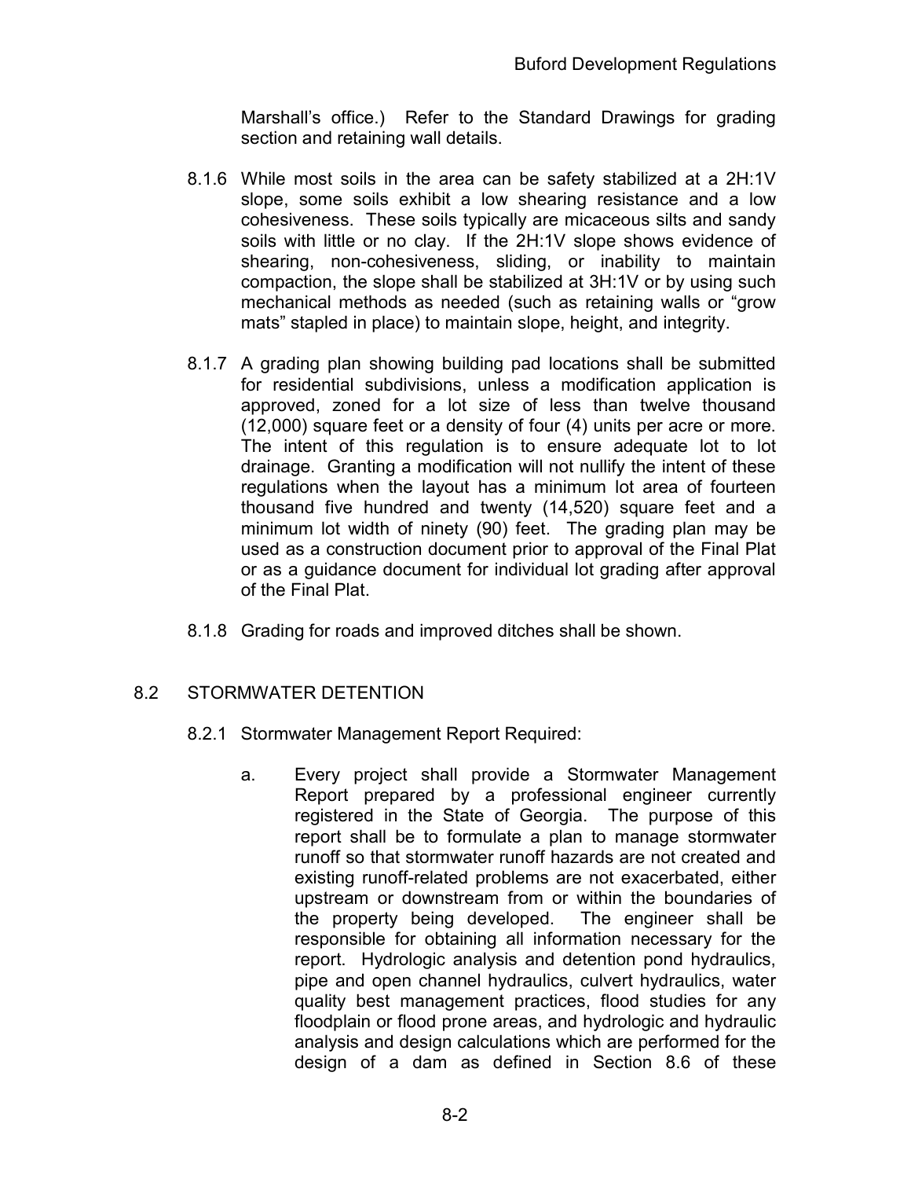Marshall's office.) Refer to the Standard Drawings for grading section and retaining wall details.

8.1.6 While most soils in the area can be safety stabilized at a 2H:1V slope, some soils exhibit a low shearing resistance and a low cohesiveness. These soils typically are micaceous silts and sandy soils with little or no clay. If the 2H:1V slope shows evidence of shearing, non-cohesiveness, sliding, or inability to maintain compaction, the slope shall be stabilized at 3H:1V or by using such mechanical methods as needed (such as retaining walls or "grow mats" stapled in place) to maintain slope, height, and integrity.

8.1.7 A grading plan showing building pad locations shall be submitted for residential subdivisions, unless a modification application is approved, zoned for a lot size of less than twelve thousand (12,000) square feet or a density of four (4) units per acre or more. The intent of this regulation is to ensure adequate lot to lot drainage. Granting a modification will not nullify the intent of these regulations when the layout has a minimum lot area of fourteen thousand five hundred and twenty (14,520) square feet and a minimum lot width of ninety (90) feet. The grading plan may be used as a construction document prior to approval of the Final Plat or as a guidance document for individual lot grading after approval of the Final Plat.

8.1.8 Grading for roads and improved ditches shall be shown.

## 8.2 STORMWATER DETENTION

8.2.1 Stormwater Management Report Required:

a. Every project shall provide a Stormwater Management Report prepared by a professional engineer currently registered in the State of Georgia. The purpose of this report shall be to formulate a plan to manage stormwater runoff so that stormwater runoff hazards are not created and existing runoff-related problems are not exacerbated, either upstream or downstream from or within the boundaries of the property being developed. The engineer shall be responsible for obtaining all information necessary for the report. Hydrologic analysis and detention pond hydraulics, pipe and open channel hydraulics, culvert hydraulics, water quality best management practices, flood studies for any floodplain or flood prone areas, and hydrologic and hydraulic analysis and design calculations which are performed for the design of a dam as defined in Section 8.6 of these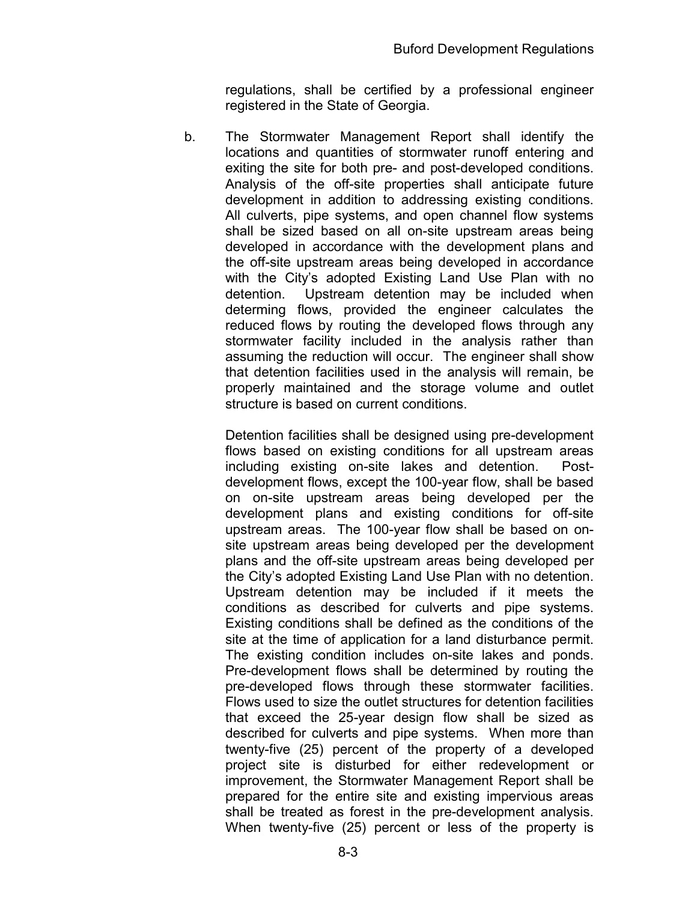regulations, shall be certified by a professional engineer registered in the State of Georgia.

b. The Stormwater Management Report shall identify the locations and quantities of stormwater runoff entering and exiting the site for both pre- and post-developed conditions. Analysis of the off-site properties shall anticipate future development in addition to addressing existing conditions. All culverts, pipe systems, and open channel flow systems shall be sized based on all on-site upstream areas being developed in accordance with the development plans and the off-site upstream areas being developed in accordance with the City's adopted Existing Land Use Plan with no detention. Upstream detention may be included when determing flows, provided the engineer calculates the reduced flows by routing the developed flows through any stormwater facility included in the analysis rather than assuming the reduction will occur. The engineer shall show that detention facilities used in the analysis will remain, be properly maintained and the storage volume and outlet structure is based on current conditions.

   Detention facilities shall be designed using pre-development flows based on existing conditions for all upstream areas including existing on-site lakes and detention. Post-development flows, except the 100-year flow, shall be based on on-site upstream areas being developed per the development plans and existing conditions for off-site upstream areas. The 100-year flow shall be based on on-site upstream areas being developed per the development plans and the off-site upstream areas being developed per the City's adopted Existing Land Use Plan with no detention. Upstream detention may be included if it meets the conditions as described for culverts and pipe systems. Existing conditions shall be defined as the conditions of the site at the time of application for a land disturbance permit. The existing condition includes on-site lakes and ponds. Pre-development flows shall be determined by routing the pre-developed flows through these stormwater facilities. Flows used to size the outlet structures for detention facilities that exceed the 25-year design flow shall be sized as described for culverts and pipe systems. When more than twenty-five (25) percent of the property of a developed project site is disturbed for either redevelopment or improvement, the Stormwater Management Report shall be prepared for the entire site and existing impervious areas shall be treated as forest in the pre-development analysis. When twenty-five (25) percent or less of the property is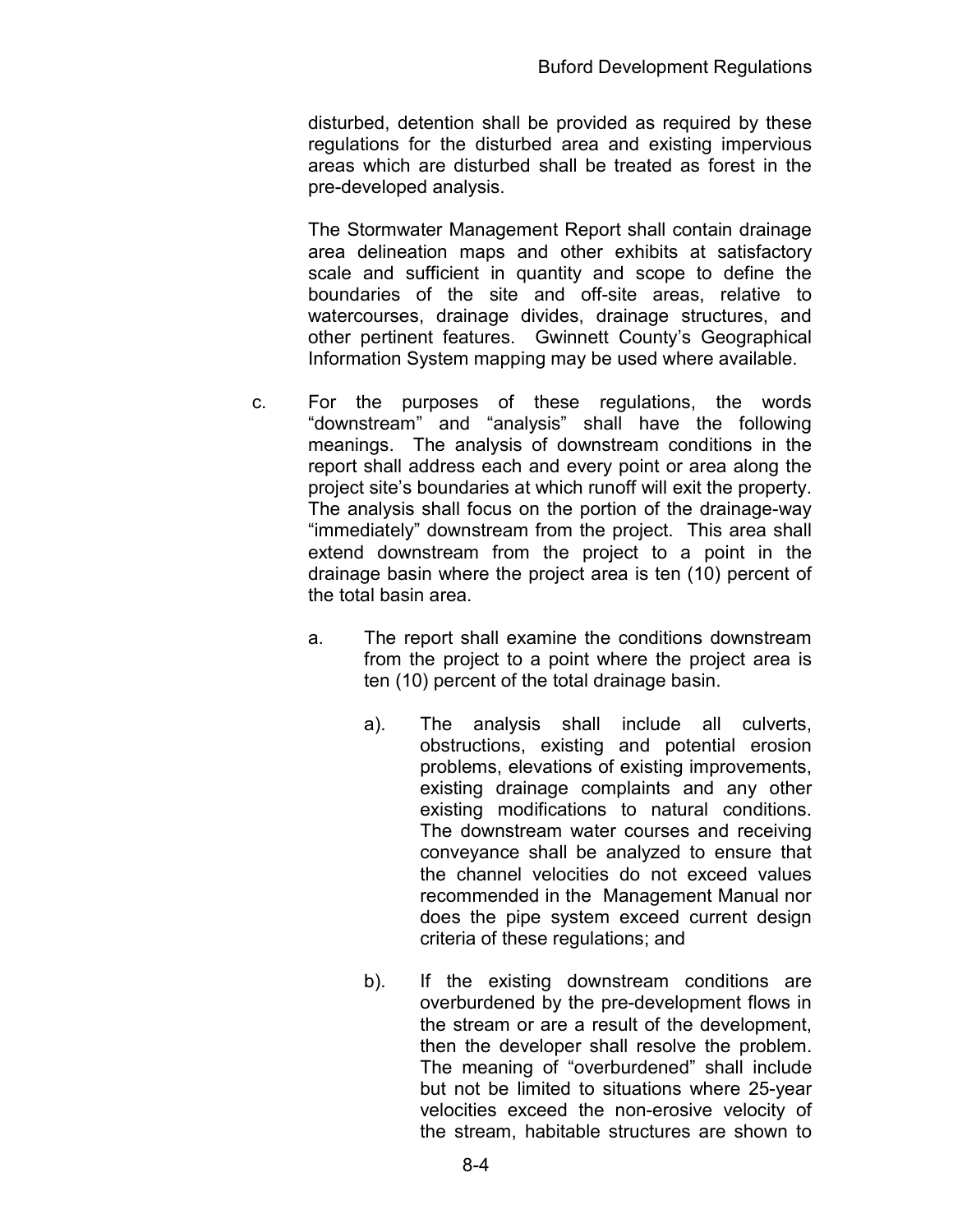disturbed, detention shall be provided as required by these regulations for the disturbed area and existing impervious areas which are disturbed shall be treated as forest in the pre-developed analysis.

The Stormwater Management Report shall contain drainage area delineation maps and other exhibits at satisfactory scale and sufficient in quantity and scope to define the boundaries of the site and off-site areas, relative to watercourses, drainage divides, drainage structures, and other pertinent features. Gwinnett County's Geographical Information System mapping may be used where available.

c. For the purposes of these regulations, the words "downstream" and "analysis" shall have the following meanings. The analysis of downstream conditions in the report shall address each and every point or area along the project site's boundaries at which runoff will exit the property. The analysis shall focus on the portion of the drainage-way "immediately" downstream from the project. This area shall extend downstream from the project to a point in the drainage basin where the project area is ten (10) percent of the total basin area.

   a. The report shall examine the conditions downstream from the project to a point where the project area is ten (10) percent of the total drainage basin.

      a). The analysis shall include all culverts, obstructions, existing and potential erosion problems, elevations of existing improvements, existing drainage complaints and any other existing modifications to natural conditions. The downstream water courses and receiving conveyance shall be analyzed to ensure that the channel velocities do not exceed values recommended in the Management Manual nor does the pipe system exceed current design criteria of these regulations; and

      b). If the existing downstream conditions are overburdened by the pre-development flows in the stream or are a result of the development, then the developer shall resolve the problem. The meaning of "overburdened" shall include but not be limited to situations where 25-year velocities exceed the non-erosive velocity of the stream, habitable structures are shown to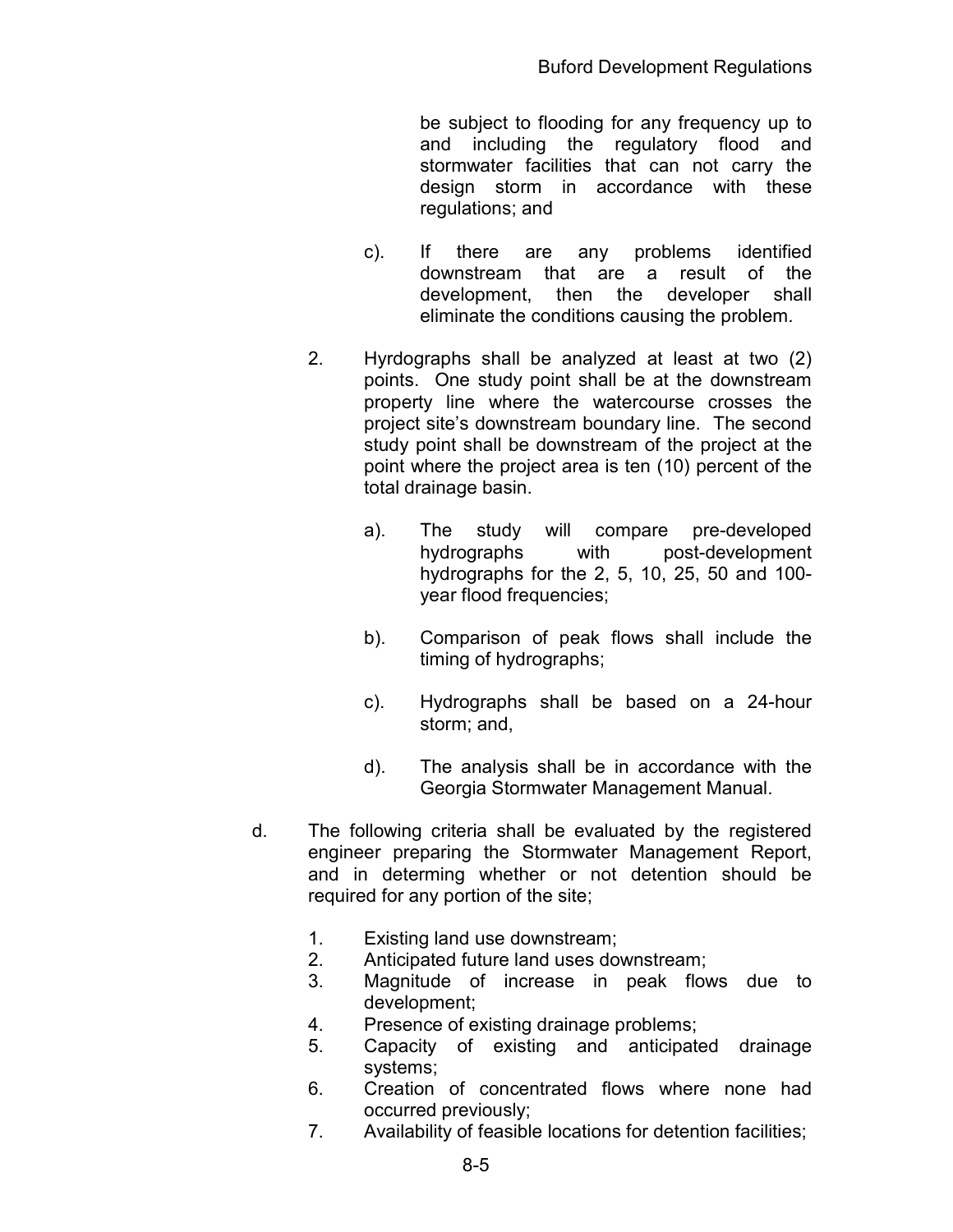be subject to flooding for any frequency up to and including the regulatory flood and stormwater facilities that can not carry the design storm in accordance with these regulations; and

c). If there are any problems identified downstream that are a result of the development, then the developer shall eliminate the conditions causing the problem.

2. Hyrdographs shall be analyzed at least at two (2) points. One study point shall be at the downstream property line where the watercourse crosses the project site's downstream boundary line. The second study point shall be downstream of the project at the point where the project area is ten (10) percent of the total drainage basin.

   a). The study will compare pre-developed hydrographs with post-development hydrographs for the 2, 5, 10, 25, 50 and 100-year flood frequencies;

   b). Comparison of peak flows shall include the timing of hydrographs;

   c). Hydrographs shall be based on a 24-hour storm; and,

   d). The analysis shall be in accordance with the Georgia Stormwater Management Manual.

d. The following criteria shall be evaluated by the registered engineer preparing the Stormwater Management Report, and in determing whether or not detention should be required for any portion of the site;

   1. Existing land use downstream;
   2. Anticipated future land uses downstream;
   3. Magnitude of increase in peak flows due to development;
   4. Presence of existing drainage problems;
   5. Capacity of existing and anticipated drainage systems;
   6. Creation of concentrated flows where none had occurred previously;
   7. Availability of feasible locations for detention facilities;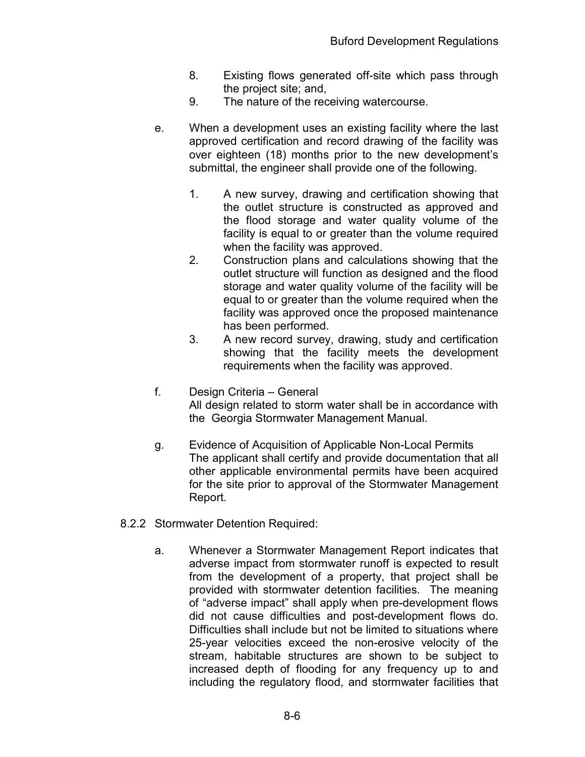8. Existing flows generated off-site which pass through the project site; and,
9. The nature of the receiving watercourse.

e. When a development uses an existing facility where the last approved certification and record drawing of the facility was over eighteen (18) months prior to the new development's submittal, the engineer shall provide one of the following.

   1. A new survey, drawing and certification showing that the outlet structure is constructed as approved and the flood storage and water quality volume of the facility is equal to or greater than the volume required when the facility was approved.
   2. Construction plans and calculations showing that the outlet structure will function as designed and the flood storage and water quality volume of the facility will be equal to or greater than the volume required when the facility was approved once the proposed maintenance has been performed.
   3. A new record survey, drawing, study and certification showing that the facility meets the development requirements when the facility was approved.

f. Design Criteria – General
All design related to storm water shall be in accordance with the Georgia Stormwater Management Manual.

g. Evidence of Acquisition of Applicable Non-Local Permits
The applicant shall certify and provide documentation that all other applicable environmental permits have been acquired for the site prior to approval of the Stormwater Management Report.

8.2.2 Stormwater Detention Required:

a. Whenever a Stormwater Management Report indicates that adverse impact from stormwater runoff is expected to result from the development of a property, that project shall be provided with stormwater detention facilities. The meaning of "adverse impact" shall apply when pre-development flows did not cause difficulties and post-development flows do. Difficulties shall include but not be limited to situations where 25-year velocities exceed the non-erosive velocity of the stream, habitable structures are shown to be subject to increased depth of flooding for any frequency up to and including the regulatory flood, and stormwater facilities that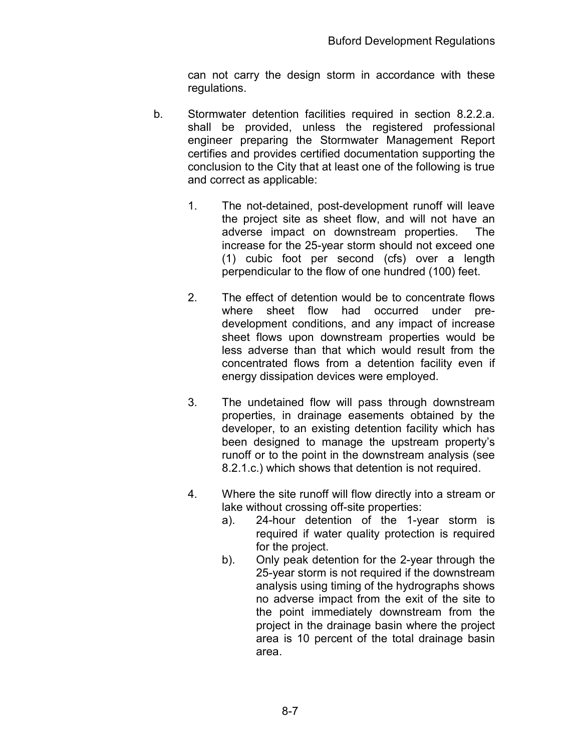can not carry the design storm in accordance with these regulations.

b. Stormwater detention facilities required in section 8.2.2.a. shall be provided, unless the registered professional engineer preparing the Stormwater Management Report certifies and provides certified documentation supporting the conclusion to the City that at least one of the following is true and correct as applicable:

1. The not-detained, post-development runoff will leave the project site as sheet flow, and will not have an adverse impact on downstream properties. The increase for the 25-year storm should not exceed one (1) cubic foot per second (cfs) over a length perpendicular to the flow of one hundred (100) feet.

2. The effect of detention would be to concentrate flows where sheet flow had occurred under pre-development conditions, and any impact of increase sheet flows upon downstream properties would be less adverse than that which would result from the concentrated flows from a detention facility even if energy dissipation devices were employed.

3. The undetained flow will pass through downstream properties, in drainage easements obtained by the developer, to an existing detention facility which has been designed to manage the upstream property's runoff or to the point in the downstream analysis (see 8.2.1.c.) which shows that detention is not required.

4. Where the site runoff will flow directly into a stream or lake without crossing off-site properties:
   a). 24-hour detention of the 1-year storm is required if water quality protection is required for the project.
   b). Only peak detention for the 2-year through the 25-year storm is not required if the downstream analysis using timing of the hydrographs shows no adverse impact from the exit of the site to the point immediately downstream from the project in the drainage basin where the project area is 10 percent of the total drainage basin area.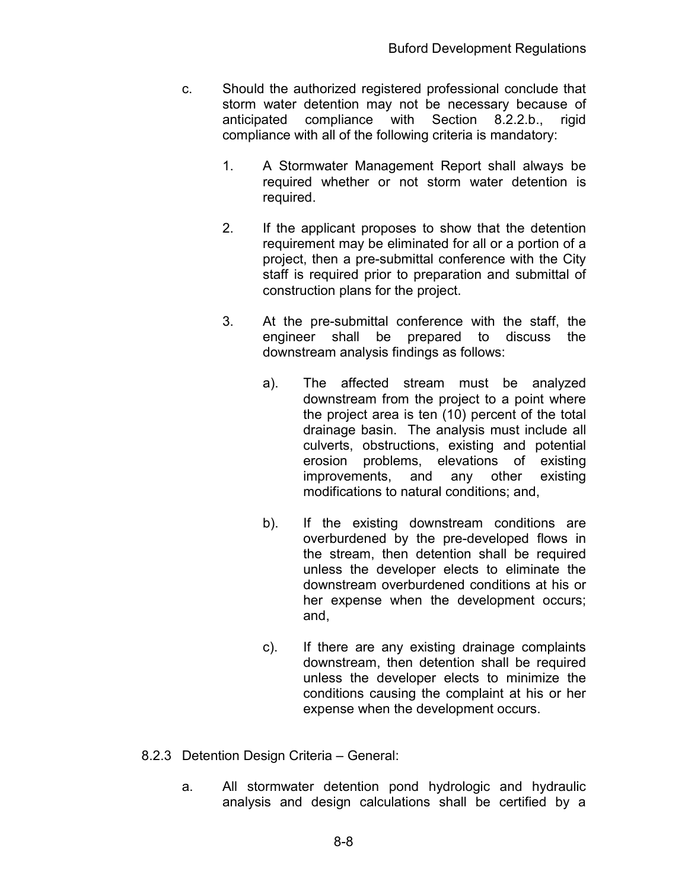c. Should the authorized registered professional conclude that storm water detention may not be necessary because of anticipated compliance with Section 8.2.2.b., rigid compliance with all of the following criteria is mandatory:

   1. A Stormwater Management Report shall always be required whether or not storm water detention is required.

   2. If the applicant proposes to show that the detention requirement may be eliminated for all or a portion of a project, then a pre-submittal conference with the City staff is required prior to preparation and submittal of construction plans for the project.

   3. At the pre-submittal conference with the staff, the engineer shall be prepared to discuss the downstream analysis findings as follows:

      a). The affected stream must be analyzed downstream from the project to a point where the project area is ten (10) percent of the total drainage basin. The analysis must include all culverts, obstructions, existing and potential erosion problems, elevations of existing improvements, and any other existing modifications to natural conditions; and,

      b). If the existing downstream conditions are overburdened by the pre-developed flows in the stream, then detention shall be required unless the developer elects to eliminate the downstream overburdened conditions at his or her expense when the development occurs; and,

      c). If there are any existing drainage complaints downstream, then detention shall be required unless the developer elects to minimize the conditions causing the complaint at his or her expense when the development occurs.

8.2.3 Detention Design Criteria – General:

a. All stormwater detention pond hydrologic and hydraulic analysis and design calculations shall be certified by a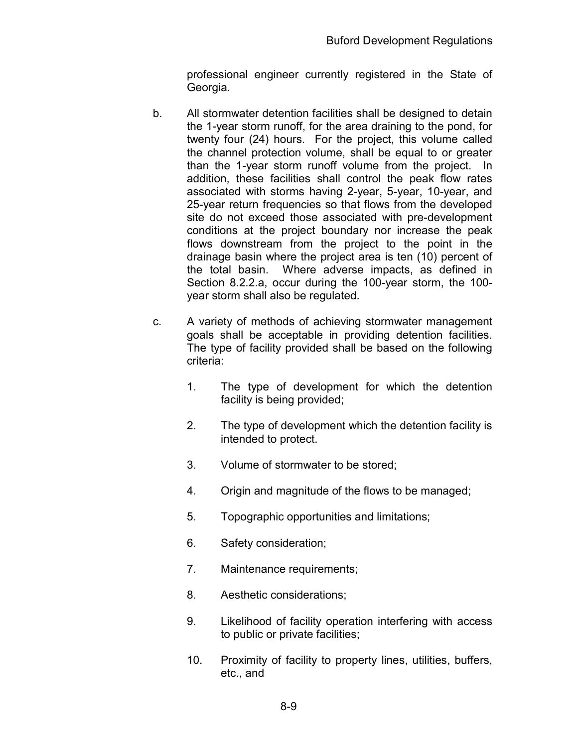professional engineer currently registered in the State of Georgia.

b. All stormwater detention facilities shall be designed to detain the 1-year storm runoff, for the area draining to the pond, for twenty four (24) hours. For the project, this volume called the channel protection volume, shall be equal to or greater than the 1-year storm runoff volume from the project. In addition, these facilities shall control the peak flow rates associated with storms having 2-year, 5-year, 10-year, and 25-year return frequencies so that flows from the developed site do not exceed those associated with pre-development conditions at the project boundary nor increase the peak flows downstream from the project to the point in the drainage basin where the project area is ten (10) percent of the total basin. Where adverse impacts, as defined in Section 8.2.2.a, occur during the 100-year storm, the 100-year storm shall also be regulated.

c. A variety of methods of achieving stormwater management goals shall be acceptable in providing detention facilities. The type of facility provided shall be based on the following criteria:

   1. The type of development for which the detention facility is being provided;

   2. The type of development which the detention facility is intended to protect.

   3. Volume of stormwater to be stored;

   4. Origin and magnitude of the flows to be managed;

   5. Topographic opportunities and limitations;

   6. Safety consideration;

   7. Maintenance requirements;

   8. Aesthetic considerations;

   9. Likelihood of facility operation interfering with access to public or private facilities;

   10. Proximity of facility to property lines, utilities, buffers, etc., and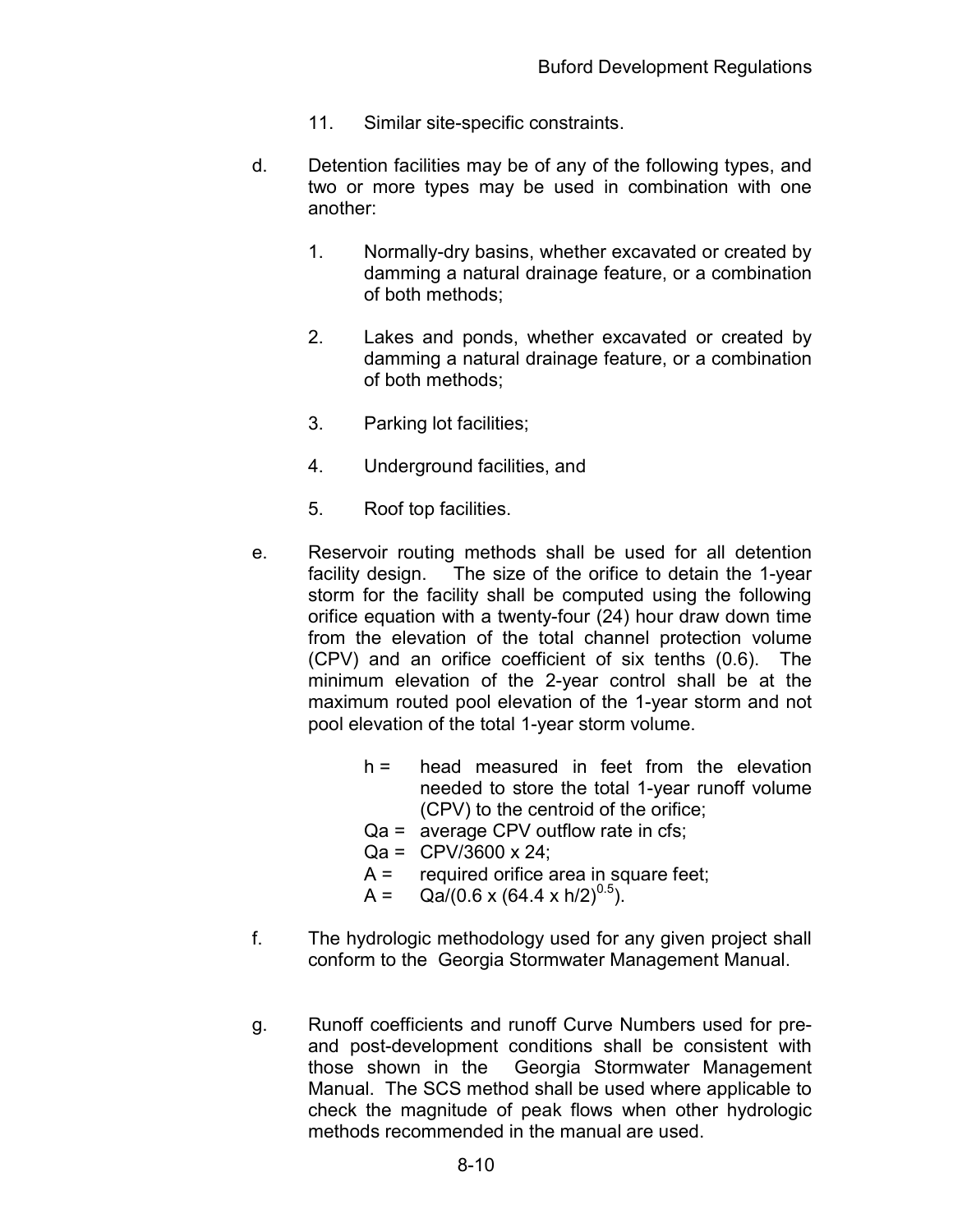11. Similar site-specific constraints.

d. Detention facilities may be of any of the following types, and two or more types may be used in combination with one another:

   1. Normally-dry basins, whether excavated or created by damming a natural drainage feature, or a combination of both methods;

   2. Lakes and ponds, whether excavated or created by damming a natural drainage feature, or a combination of both methods;

   3. Parking lot facilities;

   4. Underground facilities, and

   5. Roof top facilities.

e. Reservoir routing methods shall be used for all detention facility design. The size of the orifice to detain the 1-year storm for the facility shall be computed using the following orifice equation with a twenty-four (24) hour draw down time from the elevation of the total channel protection volume (CPV) and an orifice coefficient of six tenths (0.6). The minimum elevation of the 2-year control shall be at the maximum routed pool elevation of the 1-year storm and not pool elevation of the total 1-year storm volume.

   h = head measured in feet from the elevation needed to store the total 1-year runoff volume (CPV) to the centroid of the orifice;
   Qa = average CPV outflow rate in cfs;
   Qa = CPV/3600 x 24;
   A = required orifice area in square feet;
   A = $Qa/(0.6 \times (64.4 \times h/2)^{0.5})$.

f. The hydrologic methodology used for any given project shall conform to the Georgia Stormwater Management Manual.

g. Runoff coefficients and runoff Curve Numbers used for pre- and post-development conditions shall be consistent with those shown in the Georgia Stormwater Management Manual. The SCS method shall be used where applicable to check the magnitude of peak flows when other hydrologic methods recommended in the manual are used.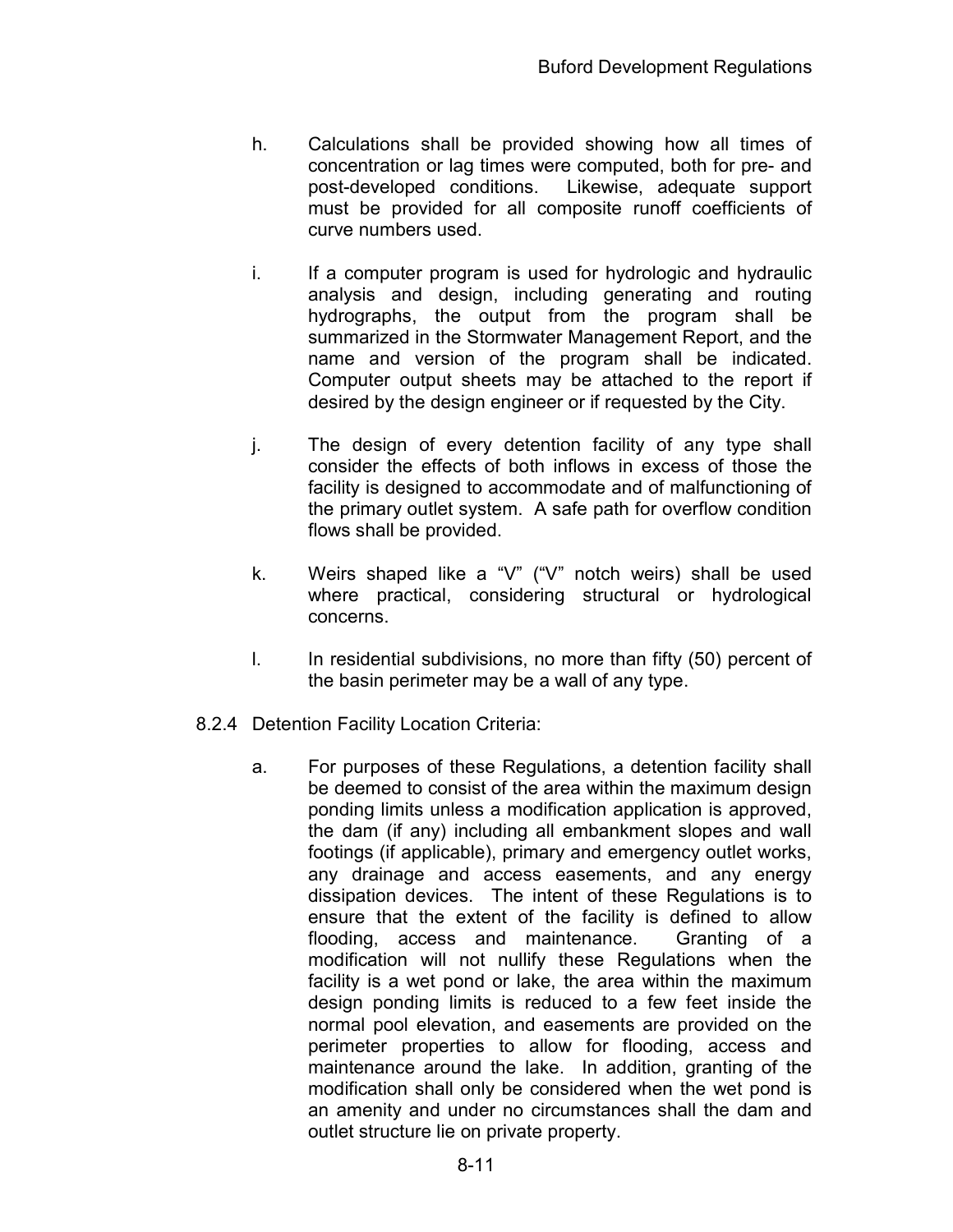h. Calculations shall be provided showing how all times of concentration or lag times were computed, both for pre- and post-developed conditions. Likewise, adequate support must be provided for all composite runoff coefficients of curve numbers used.

i. If a computer program is used for hydrologic and hydraulic analysis and design, including generating and routing hydrographs, the output from the program shall be summarized in the Stormwater Management Report, and the name and version of the program shall be indicated. Computer output sheets may be attached to the report if desired by the design engineer or if requested by the City.

j. The design of every detention facility of any type shall consider the effects of both inflows in excess of those the facility is designed to accommodate and of malfunctioning of the primary outlet system. A safe path for overflow condition flows shall be provided.

k. Weirs shaped like a "V" ("V" notch weirs) shall be used where practical, considering structural or hydrological concerns.

l. In residential subdivisions, no more than fifty (50) percent of the basin perimeter may be a wall of any type.

8.2.4 Detention Facility Location Criteria:

a. For purposes of these Regulations, a detention facility shall be deemed to consist of the area within the maximum design ponding limits unless a modification application is approved, the dam (if any) including all embankment slopes and wall footings (if applicable), primary and emergency outlet works, any drainage and access easements, and any energy dissipation devices. The intent of these Regulations is to ensure that the extent of the facility is defined to allow flooding, access and maintenance. Granting of a modification will not nullify these Regulations when the facility is a wet pond or lake, the area within the maximum design ponding limits is reduced to a few feet inside the normal pool elevation, and easements are provided on the perimeter properties to allow for flooding, access and maintenance around the lake. In addition, granting of the modification shall only be considered when the wet pond is an amenity and under no circumstances shall the dam and outlet structure lie on private property.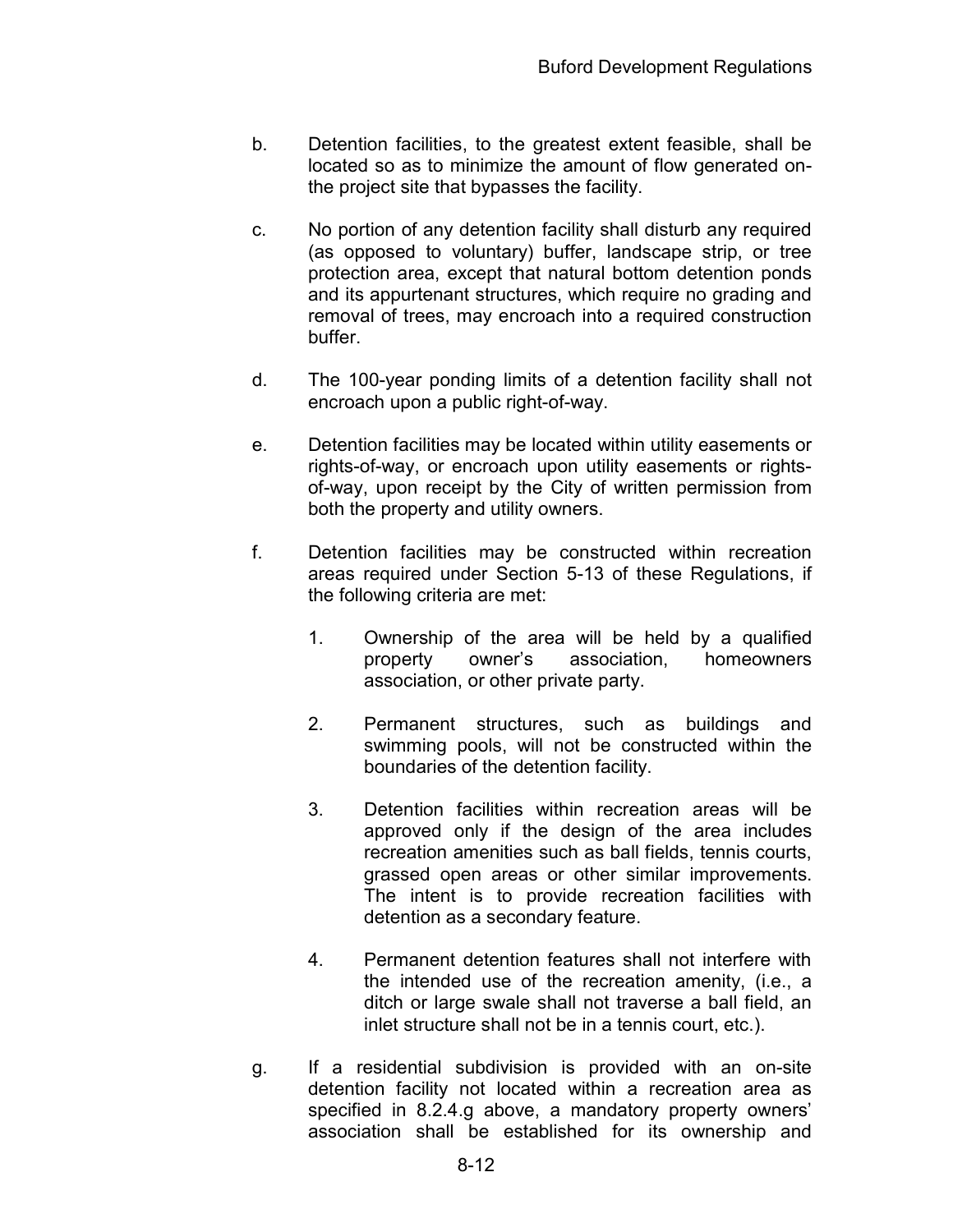b. Detention facilities, to the greatest extent feasible, shall be located so as to minimize the amount of flow generated on-the project site that bypasses the facility.

c. No portion of any detention facility shall disturb any required (as opposed to voluntary) buffer, landscape strip, or tree protection area, except that natural bottom detention ponds and its appurtenant structures, which require no grading and removal of trees, may encroach into a required construction buffer.

d. The 100-year ponding limits of a detention facility shall not encroach upon a public right-of-way.

e. Detention facilities may be located within utility easements or rights-of-way, or encroach upon utility easements or rights-of-way, upon receipt by the City of written permission from both the property and utility owners.

f. Detention facilities may be constructed within recreation areas required under Section 5-13 of these Regulations, if the following criteria are met:

   1. Ownership of the area will be held by a qualified property owner's association, homeowners association, or other private party.

   2. Permanent structures, such as buildings and swimming pools, will not be constructed within the boundaries of the detention facility.

   3. Detention facilities within recreation areas will be approved only if the design of the area includes recreation amenities such as ball fields, tennis courts, grassed open areas or other similar improvements. The intent is to provide recreation facilities with detention as a secondary feature.

   4. Permanent detention features shall not interfere with the intended use of the recreation amenity, (i.e., a ditch or large swale shall not traverse a ball field, an inlet structure shall not be in a tennis court, etc.).

g. If a residential subdivision is provided with an on-site detention facility not located within a recreation area as specified in 8.2.4.g above, a mandatory property owners' association shall be established for its ownership and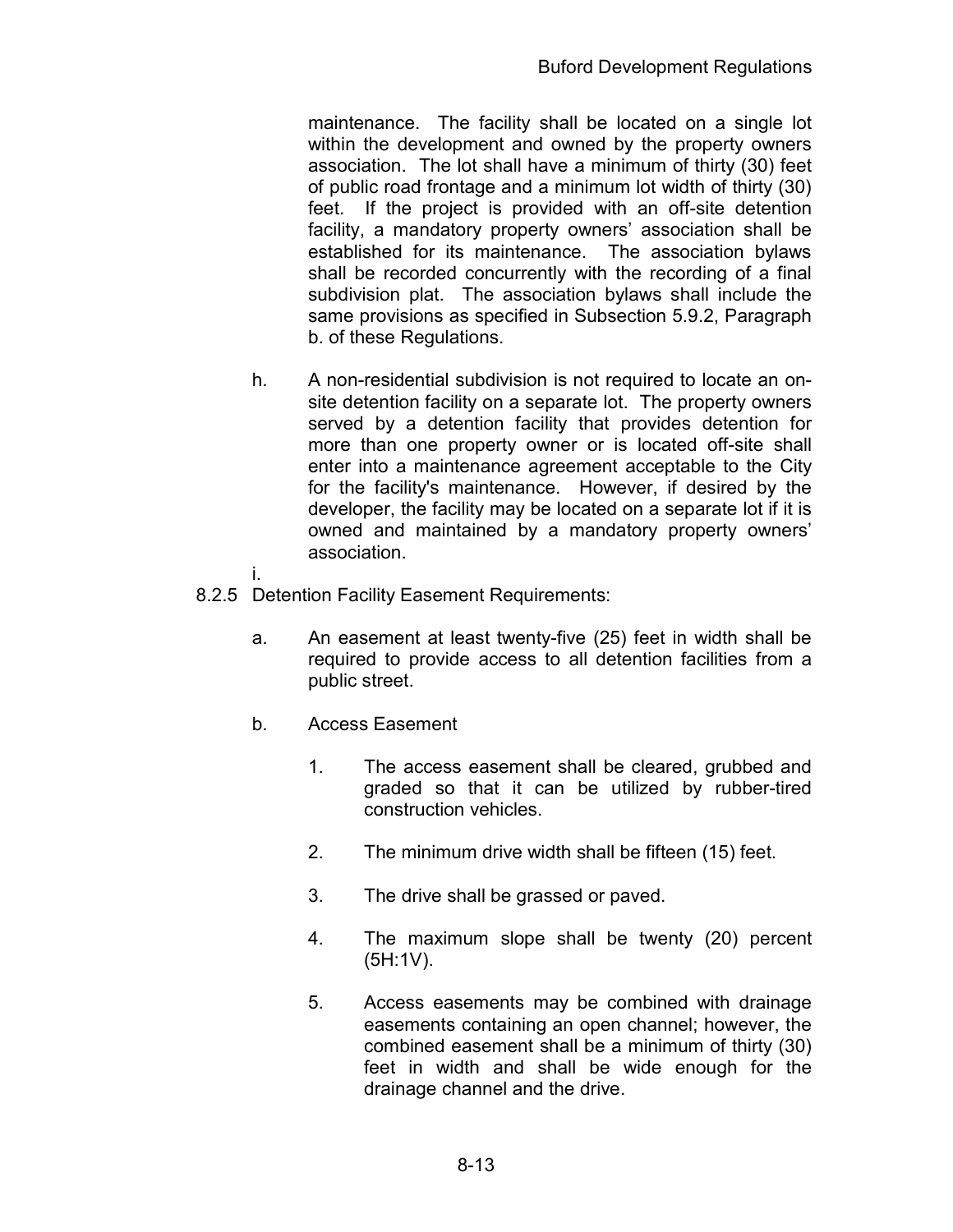maintenance. The facility shall be located on a single lot within the development and owned by the property owners association. The lot shall have a minimum of thirty (30) feet of public road frontage and a minimum lot width of thirty (30) feet. If the project is provided with an off-site detention facility, a mandatory property owners' association shall be established for its maintenance. The association bylaws shall be recorded concurrently with the recording of a final subdivision plat. The association bylaws shall include the same provisions as specified in Subsection 5.9.2, Paragraph b. of these Regulations.

h. A non-residential subdivision is not required to locate an on-site detention facility on a separate lot. The property owners served by a detention facility that provides detention for more than one property owner or is located off-site shall enter into a maintenance agreement acceptable to the City for the facility's maintenance. However, if desired by the developer, the facility may be located on a separate lot if it is owned and maintained by a mandatory property owners' association.

i.

8.2.5 Detention Facility Easement Requirements:

a. An easement at least twenty-five (25) feet in width shall be required to provide access to all detention facilities from a public street.

b. Access Easement

1. The access easement shall be cleared, grubbed and graded so that it can be utilized by rubber-tired construction vehicles.

2. The minimum drive width shall be fifteen (15) feet.

3. The drive shall be grassed or paved.

4. The maximum slope shall be twenty (20) percent (5H:1V).

5. Access easements may be combined with drainage easements containing an open channel; however, the combined easement shall be a minimum of thirty (30) feet in width and shall be wide enough for the drainage channel and the drive.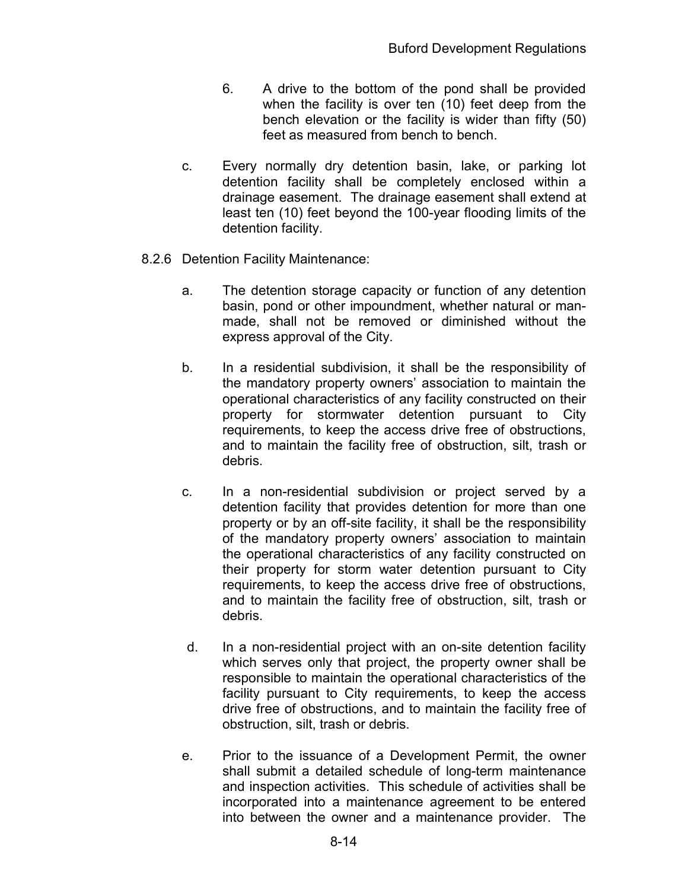6. A drive to the bottom of the pond shall be provided when the facility is over ten (10) feet deep from the bench elevation or the facility is wider than fifty (50) feet as measured from bench to bench.

c. Every normally dry detention basin, lake, or parking lot detention facility shall be completely enclosed within a drainage easement. The drainage easement shall extend at least ten (10) feet beyond the 100-year flooding limits of the detention facility.

8.2.6 Detention Facility Maintenance:

a. The detention storage capacity or function of any detention basin, pond or other impoundment, whether natural or man-made, shall not be removed or diminished without the express approval of the City.

b. In a residential subdivision, it shall be the responsibility of the mandatory property owners' association to maintain the operational characteristics of any facility constructed on their property for stormwater detention pursuant to City requirements, to keep the access drive free of obstructions, and to maintain the facility free of obstruction, silt, trash or debris.

c. In a non-residential subdivision or project served by a detention facility that provides detention for more than one property or by an off-site facility, it shall be the responsibility of the mandatory property owners' association to maintain the operational characteristics of any facility constructed on their property for storm water detention pursuant to City requirements, to keep the access drive free of obstructions, and to maintain the facility free of obstruction, silt, trash or debris.

d. In a non-residential project with an on-site detention facility which serves only that project, the property owner shall be responsible to maintain the operational characteristics of the facility pursuant to City requirements, to keep the access drive free of obstructions, and to maintain the facility free of obstruction, silt, trash or debris.

e. Prior to the issuance of a Development Permit, the owner shall submit a detailed schedule of long-term maintenance and inspection activities. This schedule of activities shall be incorporated into a maintenance agreement to be entered into between the owner and a maintenance provider. The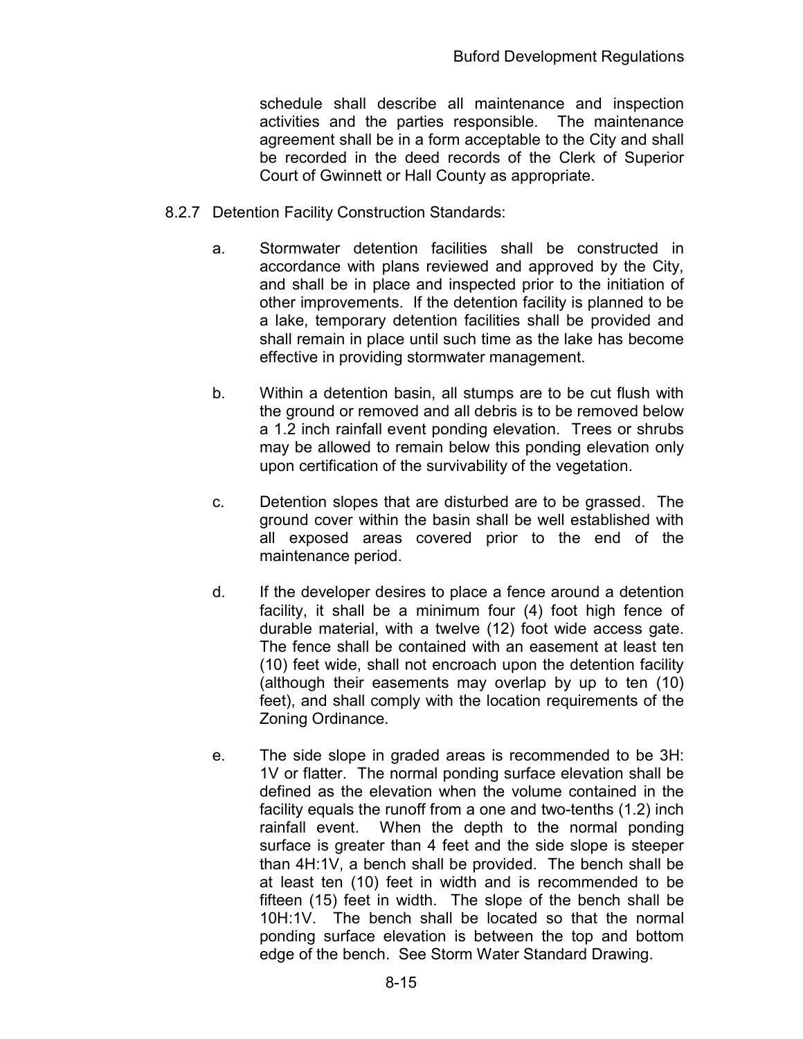schedule shall describe all maintenance and inspection activities and the parties responsible. The maintenance agreement shall be in a form acceptable to the City and shall be recorded in the deed records of the Clerk of Superior Court of Gwinnett or Hall County as appropriate.

8.2.7 Detention Facility Construction Standards:

a. Stormwater detention facilities shall be constructed in accordance with plans reviewed and approved by the City, and shall be in place and inspected prior to the initiation of other improvements. If the detention facility is planned to be a lake, temporary detention facilities shall be provided and shall remain in place until such time as the lake has become effective in providing stormwater management.

b. Within a detention basin, all stumps are to be cut flush with the ground or removed and all debris is to be removed below a 1.2 inch rainfall event ponding elevation. Trees or shrubs may be allowed to remain below this ponding elevation only upon certification of the survivability of the vegetation.

c. Detention slopes that are disturbed are to be grassed. The ground cover within the basin shall be well established with all exposed areas covered prior to the end of the maintenance period.

d. If the developer desires to place a fence around a detention facility, it shall be a minimum four (4) foot high fence of durable material, with a twelve (12) foot wide access gate. The fence shall be contained with an easement at least ten (10) feet wide, shall not encroach upon the detention facility (although their easements may overlap by up to ten (10) feet), and shall comply with the location requirements of the Zoning Ordinance.

e. The side slope in graded areas is recommended to be 3H: 1V or flatter. The normal ponding surface elevation shall be defined as the elevation when the volume contained in the facility equals the runoff from a one and two-tenths (1.2) inch rainfall event. When the depth to the normal ponding surface is greater than 4 feet and the side slope is steeper than 4H:1V, a bench shall be provided. The bench shall be at least ten (10) feet in width and is recommended to be fifteen (15) feet in width. The slope of the bench shall be 10H:1V. The bench shall be located so that the normal ponding surface elevation is between the top and bottom edge of the bench. See Storm Water Standard Drawing.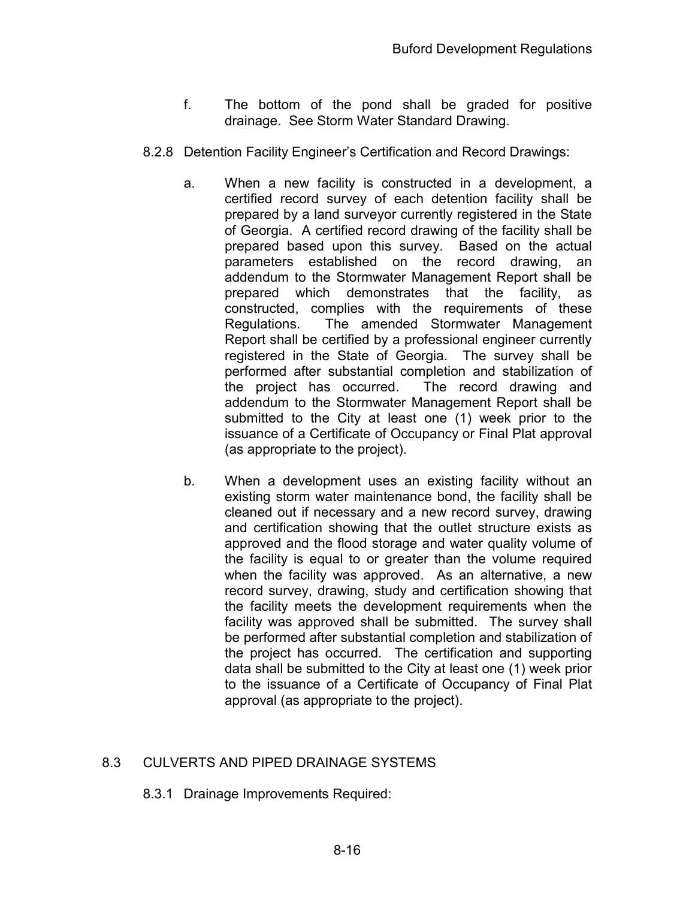f. The bottom of the pond shall be graded for positive drainage. See Storm Water Standard Drawing.

8.2.8 Detention Facility Engineer's Certification and Record Drawings:

a. When a new facility is constructed in a development, a certified record survey of each detention facility shall be prepared by a land surveyor currently registered in the State of Georgia. A certified record drawing of the facility shall be prepared based upon this survey. Based on the actual parameters established on the record drawing, an addendum to the Stormwater Management Report shall be prepared which demonstrates that the facility, as constructed, complies with the requirements of these Regulations. The amended Stormwater Management Report shall be certified by a professional engineer currently registered in the State of Georgia. The survey shall be performed after substantial completion and stabilization of the project has occurred. The record drawing and addendum to the Stormwater Management Report shall be submitted to the City at least one (1) week prior to the issuance of a Certificate of Occupancy or Final Plat approval (as appropriate to the project).

b. When a development uses an existing facility without an existing storm water maintenance bond, the facility shall be cleaned out if necessary and a new record survey, drawing and certification showing that the outlet structure exists as approved and the flood storage and water quality volume of the facility is equal to or greater than the volume required when the facility was approved. As an alternative, a new record survey, drawing, study and certification showing that the facility meets the development requirements when the facility was approved shall be submitted. The survey shall be performed after substantial completion and stabilization of the project has occurred. The certification and supporting data shall be submitted to the City at least one (1) week prior to the issuance of a Certificate of Occupancy of Final Plat approval (as appropriate to the project).

## 8.3 CULVERTS AND PIPED DRAINAGE SYSTEMS

8.3.1 Drainage Improvements Required: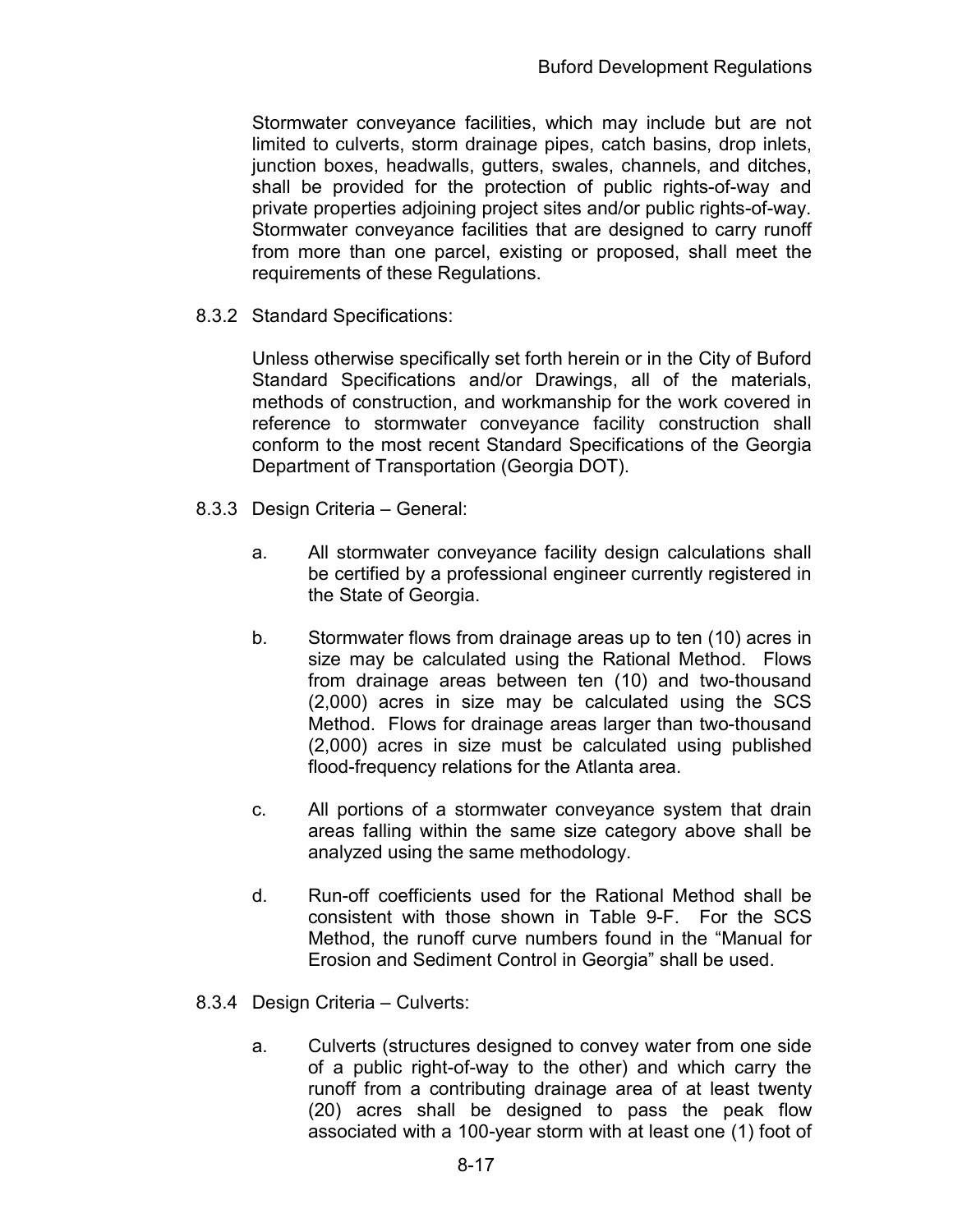Stormwater conveyance facilities, which may include but are not limited to culverts, storm drainage pipes, catch basins, drop inlets, junction boxes, headwalls, gutters, swales, channels, and ditches, shall be provided for the protection of public rights-of-way and private properties adjoining project sites and/or public rights-of-way. Stormwater conveyance facilities that are designed to carry runoff from more than one parcel, existing or proposed, shall meet the requirements of these Regulations.

8.3.2 Standard Specifications:

Unless otherwise specifically set forth herein or in the City of Buford Standard Specifications and/or Drawings, all of the materials, methods of construction, and workmanship for the work covered in reference to stormwater conveyance facility construction shall conform to the most recent Standard Specifications of the Georgia Department of Transportation (Georgia DOT).

8.3.3 Design Criteria – General:

a. All stormwater conveyance facility design calculations shall be certified by a professional engineer currently registered in the State of Georgia.

b. Stormwater flows from drainage areas up to ten (10) acres in size may be calculated using the Rational Method. Flows from drainage areas between ten (10) and two-thousand (2,000) acres in size may be calculated using the SCS Method. Flows for drainage areas larger than two-thousand (2,000) acres in size must be calculated using published flood-frequency relations for the Atlanta area.

c. All portions of a stormwater conveyance system that drain areas falling within the same size category above shall be analyzed using the same methodology.

d. Run-off coefficients used for the Rational Method shall be consistent with those shown in Table 9-F. For the SCS Method, the runoff curve numbers found in the "Manual for Erosion and Sediment Control in Georgia" shall be used.

8.3.4 Design Criteria – Culverts:

a. Culverts (structures designed to convey water from one side of a public right-of-way to the other) and which carry the runoff from a contributing drainage area of at least twenty (20) acres shall be designed to pass the peak flow associated with a 100-year storm with at least one (1) foot of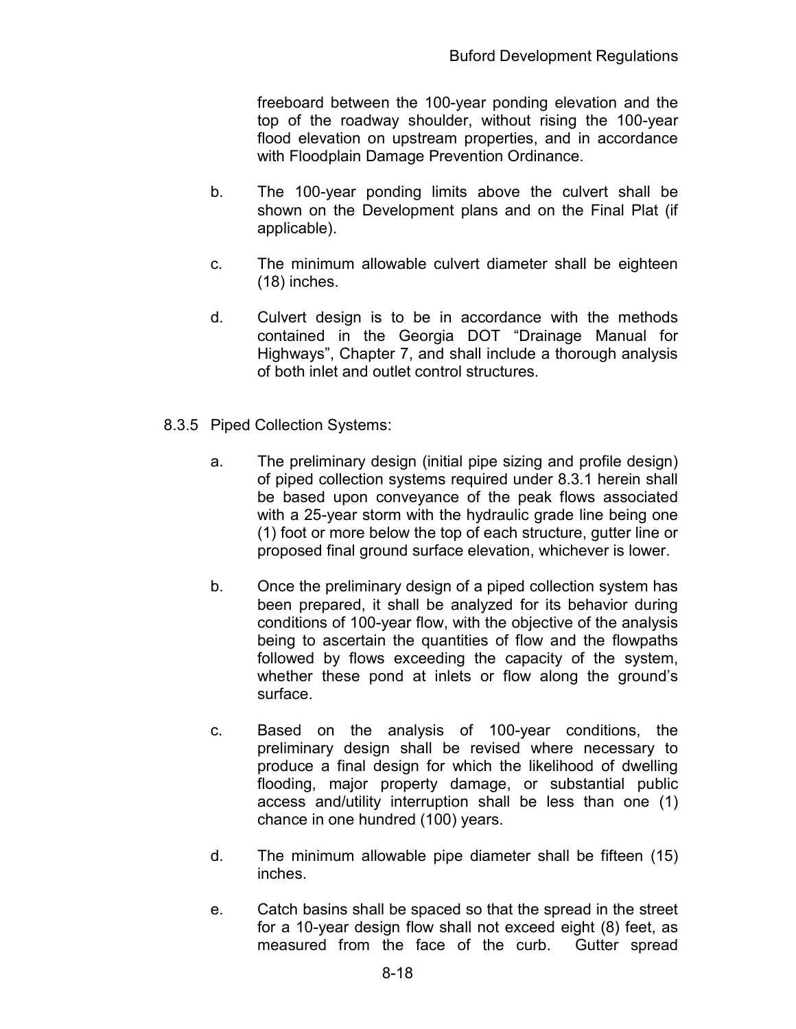freeboard between the 100-year ponding elevation and the top of the roadway shoulder, without rising the 100-year flood elevation on upstream properties, and in accordance with Floodplain Damage Prevention Ordinance.

b. The 100-year ponding limits above the culvert shall be shown on the Development plans and on the Final Plat (if applicable).

c. The minimum allowable culvert diameter shall be eighteen (18) inches.

d. Culvert design is to be in accordance with the methods contained in the Georgia DOT "Drainage Manual for Highways", Chapter 7, and shall include a thorough analysis of both inlet and outlet control structures.

8.3.5 Piped Collection Systems:

a. The preliminary design (initial pipe sizing and profile design) of piped collection systems required under 8.3.1 herein shall be based upon conveyance of the peak flows associated with a 25-year storm with the hydraulic grade line being one (1) foot or more below the top of each structure, gutter line or proposed final ground surface elevation, whichever is lower.

b. Once the preliminary design of a piped collection system has been prepared, it shall be analyzed for its behavior during conditions of 100-year flow, with the objective of the analysis being to ascertain the quantities of flow and the flowpaths followed by flows exceeding the capacity of the system, whether these pond at inlets or flow along the ground's surface.

c. Based on the analysis of 100-year conditions, the preliminary design shall be revised where necessary to produce a final design for which the likelihood of dwelling flooding, major property damage, or substantial public access and/utility interruption shall be less than one (1) chance in one hundred (100) years.

d. The minimum allowable pipe diameter shall be fifteen (15) inches.

e. Catch basins shall be spaced so that the spread in the street for a 10-year design flow shall not exceed eight (8) feet, as measured from the face of the curb. Gutter spread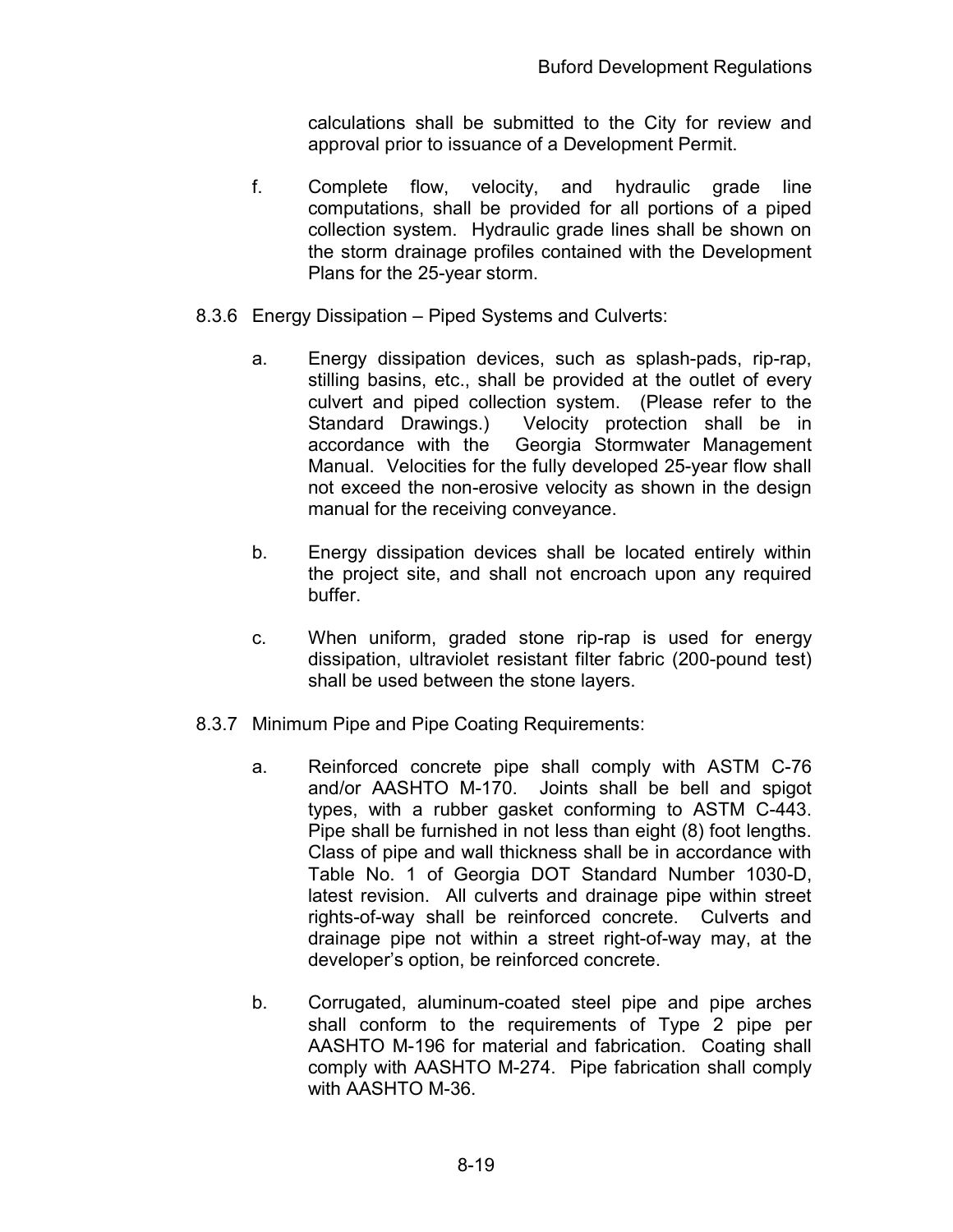calculations shall be submitted to the City for review and approval prior to issuance of a Development Permit.

f. Complete flow, velocity, and hydraulic grade line computations, shall be provided for all portions of a piped collection system. Hydraulic grade lines shall be shown on the storm drainage profiles contained with the Development Plans for the 25-year storm.

8.3.6 Energy Dissipation – Piped Systems and Culverts:

a. Energy dissipation devices, such as splash-pads, rip-rap, stilling basins, etc., shall be provided at the outlet of every culvert and piped collection system. (Please refer to the Standard Drawings.) Velocity protection shall be in accordance with the Georgia Stormwater Management Manual. Velocities for the fully developed 25-year flow shall not exceed the non-erosive velocity as shown in the design manual for the receiving conveyance.

b. Energy dissipation devices shall be located entirely within the project site, and shall not encroach upon any required buffer.

c. When uniform, graded stone rip-rap is used for energy dissipation, ultraviolet resistant filter fabric (200-pound test) shall be used between the stone layers.

8.3.7 Minimum Pipe and Pipe Coating Requirements:

a. Reinforced concrete pipe shall comply with ASTM C-76 and/or AASHTO M-170. Joints shall be bell and spigot types, with a rubber gasket conforming to ASTM C-443. Pipe shall be furnished in not less than eight (8) foot lengths. Class of pipe and wall thickness shall be in accordance with Table No. 1 of Georgia DOT Standard Number 1030-D, latest revision. All culverts and drainage pipe within street rights-of-way shall be reinforced concrete. Culverts and drainage pipe not within a street right-of-way may, at the developer's option, be reinforced concrete.

b. Corrugated, aluminum-coated steel pipe and pipe arches shall conform to the requirements of Type 2 pipe per AASHTO M-196 for material and fabrication. Coating shall comply with AASHTO M-274. Pipe fabrication shall comply with AASHTO M-36.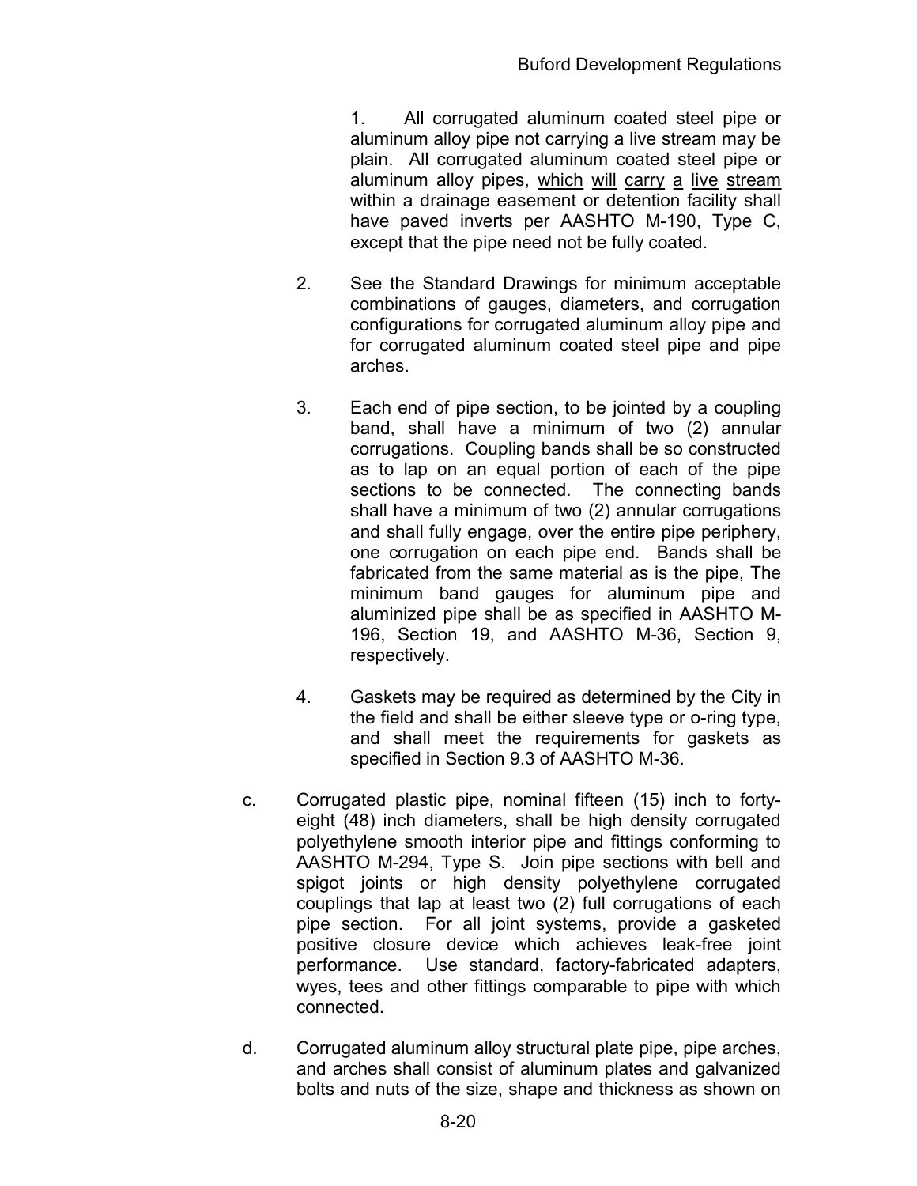1. All corrugated aluminum coated steel pipe or aluminum alloy pipe not carrying a live stream may be plain. All corrugated aluminum coated steel pipe or aluminum alloy pipes, <u>which will carry a live stream</u> within a drainage easement or detention facility shall have paved inverts per AASHTO M-190, Type C, except that the pipe need not be fully coated.

2. See the Standard Drawings for minimum acceptable combinations of gauges, diameters, and corrugation configurations for corrugated aluminum alloy pipe and for corrugated aluminum coated steel pipe and pipe arches.

3. Each end of pipe section, to be jointed by a coupling band, shall have a minimum of two (2) annular corrugations. Coupling bands shall be so constructed as to lap on an equal portion of each of the pipe sections to be connected. The connecting bands shall have a minimum of two (2) annular corrugations and shall fully engage, over the entire pipe periphery, one corrugation on each pipe end. Bands shall be fabricated from the same material as is the pipe, The minimum band gauges for aluminum pipe and aluminized pipe shall be as specified in AASHTO M-196, Section 19, and AASHTO M-36, Section 9, respectively.

4. Gaskets may be required as determined by the City in the field and shall be either sleeve type or o-ring type, and shall meet the requirements for gaskets as specified in Section 9.3 of AASHTO M-36.

c. Corrugated plastic pipe, nominal fifteen (15) inch to forty-eight (48) inch diameters, shall be high density corrugated polyethylene smooth interior pipe and fittings conforming to AASHTO M-294, Type S. Join pipe sections with bell and spigot joints or high density polyethylene corrugated couplings that lap at least two (2) full corrugations of each pipe section. For all joint systems, provide a gasketed positive closure device which achieves leak-free joint performance. Use standard, factory-fabricated adapters, wyes, tees and other fittings comparable to pipe with which connected.

d. Corrugated aluminum alloy structural plate pipe, pipe arches, and arches shall consist of aluminum plates and galvanized bolts and nuts of the size, shape and thickness as shown on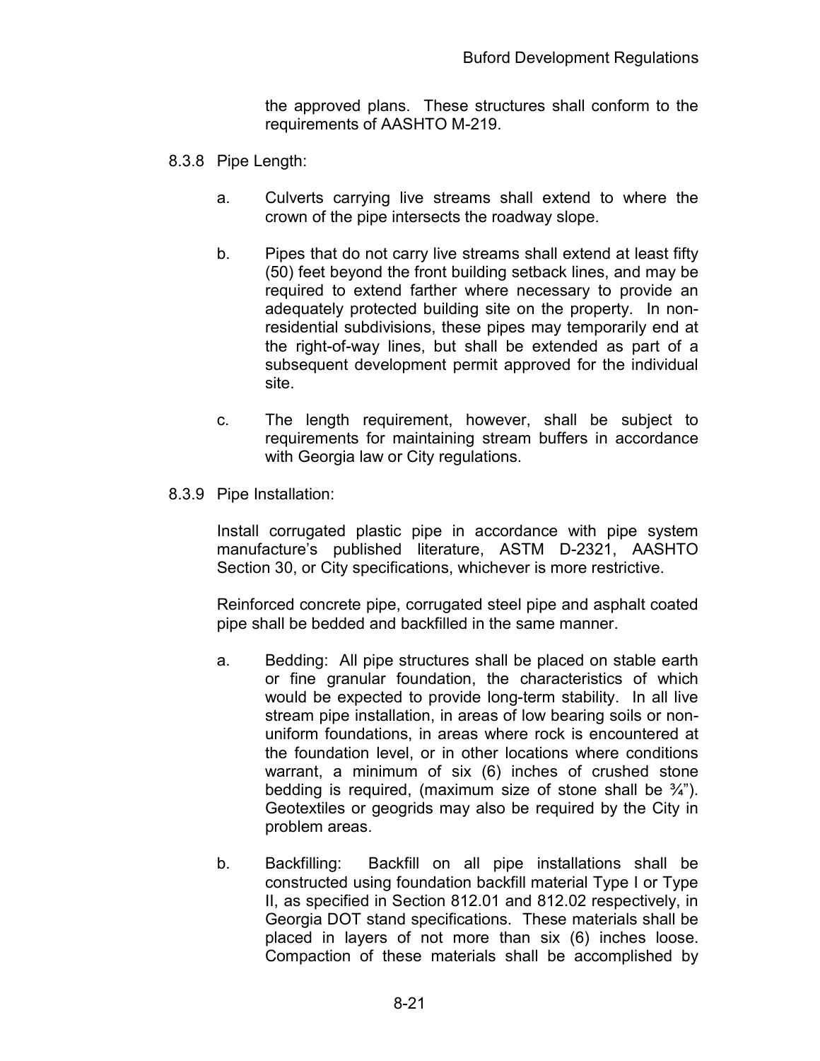the approved plans. These structures shall conform to the requirements of AASHTO M-219.

8.3.8 Pipe Length:

a. Culverts carrying live streams shall extend to where the crown of the pipe intersects the roadway slope.

b. Pipes that do not carry live streams shall extend at least fifty (50) feet beyond the front building setback lines, and may be required to extend farther where necessary to provide an adequately protected building site on the property. In non-residential subdivisions, these pipes may temporarily end at the right-of-way lines, but shall be extended as part of a subsequent development permit approved for the individual site.

c. The length requirement, however, shall be subject to requirements for maintaining stream buffers in accordance with Georgia law or City regulations.

8.3.9 Pipe Installation:

Install corrugated plastic pipe in accordance with pipe system manufacture's published literature, ASTM D-2321, AASHTO Section 30, or City specifications, whichever is more restrictive.

Reinforced concrete pipe, corrugated steel pipe and asphalt coated pipe shall be bedded and backfilled in the same manner.

a. Bedding: All pipe structures shall be placed on stable earth or fine granular foundation, the characteristics of which would be expected to provide long-term stability. In all live stream pipe installation, in areas of low bearing soils or non-uniform foundations, in areas where rock is encountered at the foundation level, or in other locations where conditions warrant, a minimum of six (6) inches of crushed stone bedding is required, (maximum size of stone shall be ¾"). Geotextiles or geogrids may also be required by the City in problem areas.

b. Backfilling: Backfill on all pipe installations shall be constructed using foundation backfill material Type I or Type II, as specified in Section 812.01 and 812.02 respectively, in Georgia DOT stand specifications. These materials shall be placed in layers of not more than six (6) inches loose. Compaction of these materials shall be accomplished by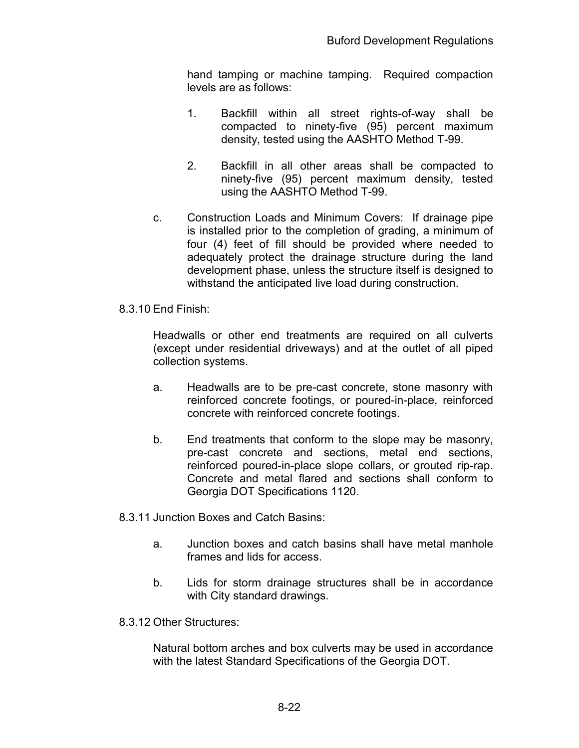hand tamping or machine tamping. Required compaction levels are as follows:

1. Backfill within all street rights-of-way shall be compacted to ninety-five (95) percent maximum density, tested using the AASHTO Method T-99.

2. Backfill in all other areas shall be compacted to ninety-five (95) percent maximum density, tested using the AASHTO Method T-99.

c. Construction Loads and Minimum Covers: If drainage pipe is installed prior to the completion of grading, a minimum of four (4) feet of fill should be provided where needed to adequately protect the drainage structure during the land development phase, unless the structure itself is designed to withstand the anticipated live load during construction.

8.3.10 End Finish:

Headwalls or other end treatments are required on all culverts (except under residential driveways) and at the outlet of all piped collection systems.

a. Headwalls are to be pre-cast concrete, stone masonry with reinforced concrete footings, or poured-in-place, reinforced concrete with reinforced concrete footings.

b. End treatments that conform to the slope may be masonry, pre-cast concrete and sections, metal end sections, reinforced poured-in-place slope collars, or grouted rip-rap. Concrete and metal flared and sections shall conform to Georgia DOT Specifications 1120.

8.3.11 Junction Boxes and Catch Basins:

a. Junction boxes and catch basins shall have metal manhole frames and lids for access.

b. Lids for storm drainage structures shall be in accordance with City standard drawings.

8.3.12 Other Structures:

Natural bottom arches and box culverts may be used in accordance with the latest Standard Specifications of the Georgia DOT.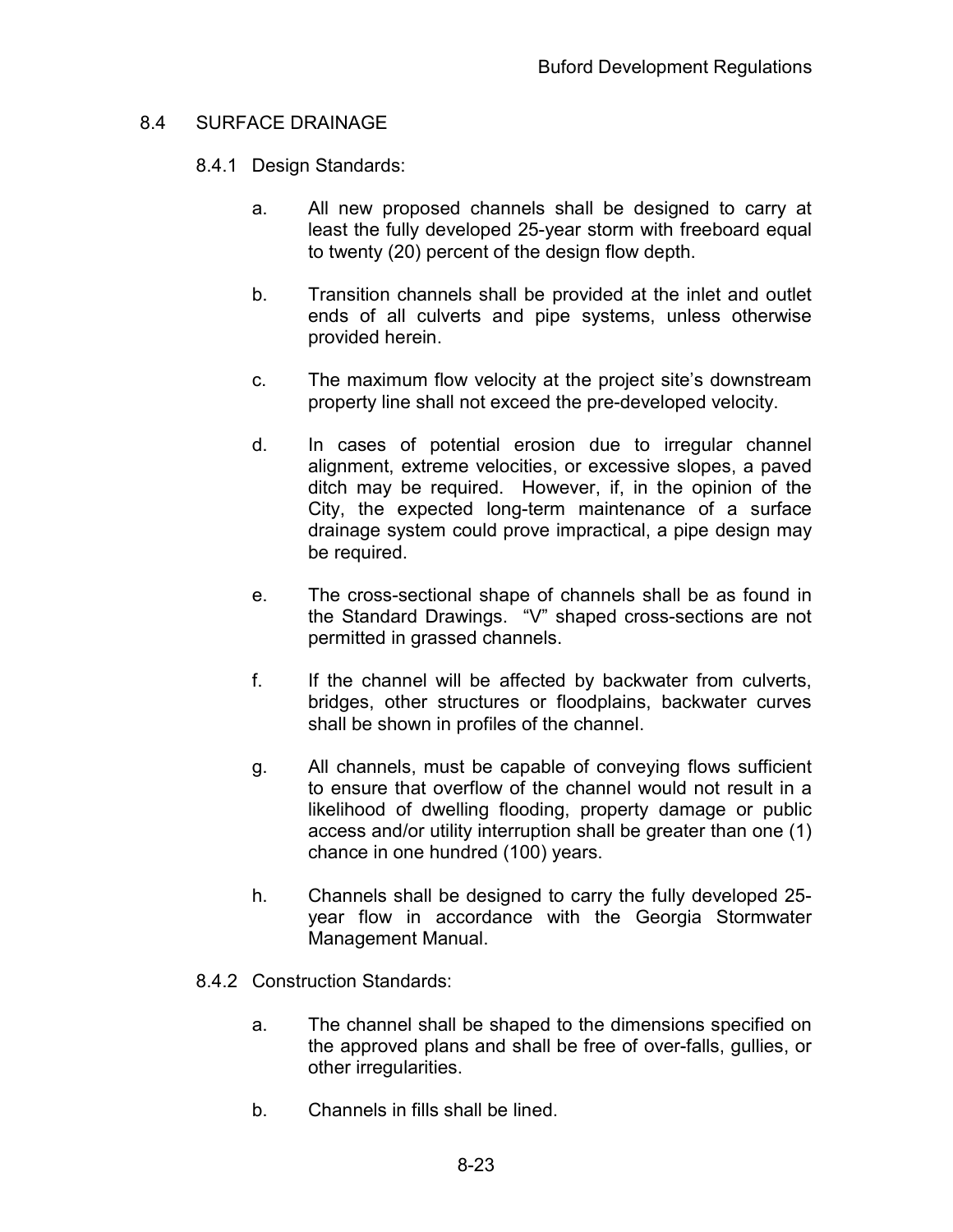## 8.4 SURFACE DRAINAGE

### 8.4.1 Design Standards:

a. All new proposed channels shall be designed to carry at least the fully developed 25-year storm with freeboard equal to twenty (20) percent of the design flow depth.

b. Transition channels shall be provided at the inlet and outlet ends of all culverts and pipe systems, unless otherwise provided herein.

c. The maximum flow velocity at the project site's downstream property line shall not exceed the pre-developed velocity.

d. In cases of potential erosion due to irregular channel alignment, extreme velocities, or excessive slopes, a paved ditch may be required. However, if, in the opinion of the City, the expected long-term maintenance of a surface drainage system could prove impractical, a pipe design may be required.

e. The cross-sectional shape of channels shall be as found in the Standard Drawings. "V" shaped cross-sections are not permitted in grassed channels.

f. If the channel will be affected by backwater from culverts, bridges, other structures or floodplains, backwater curves shall be shown in profiles of the channel.

g. All channels, must be capable of conveying flows sufficient to ensure that overflow of the channel would not result in a likelihood of dwelling flooding, property damage or public access and/or utility interruption shall be greater than one (1) chance in one hundred (100) years.

h. Channels shall be designed to carry the fully developed 25-year flow in accordance with the Georgia Stormwater Management Manual.

### 8.4.2 Construction Standards:

a. The channel shall be shaped to the dimensions specified on the approved plans and shall be free of over-falls, gullies, or other irregularities.

b. Channels in fills shall be lined.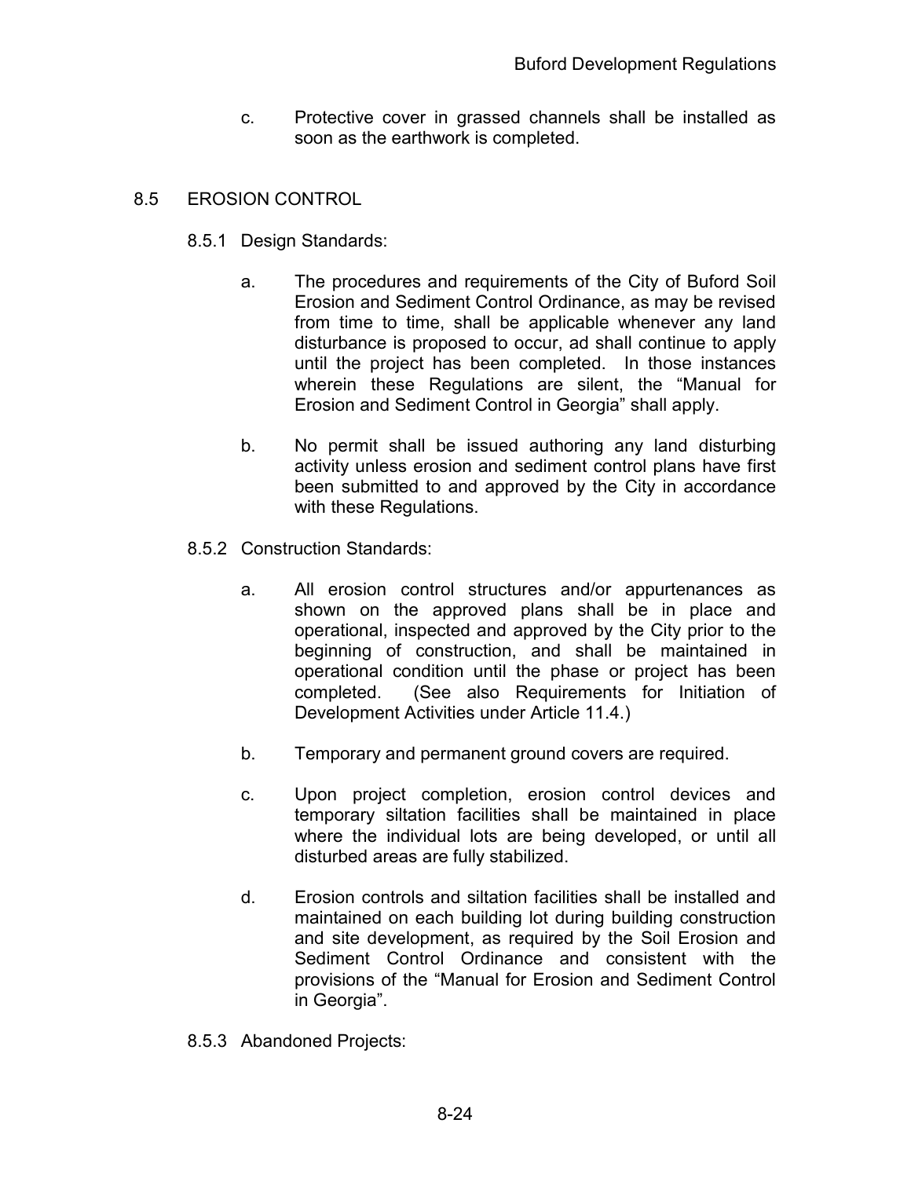c. Protective cover in grassed channels shall be installed as soon as the earthwork is completed.

## 8.5 EROSION CONTROL

### 8.5.1 Design Standards:

a. The procedures and requirements of the City of Buford Soil Erosion and Sediment Control Ordinance, as may be revised from time to time, shall be applicable whenever any land disturbance is proposed to occur, ad shall continue to apply until the project has been completed. In those instances wherein these Regulations are silent, the "Manual for Erosion and Sediment Control in Georgia" shall apply.

b. No permit shall be issued authoring any land disturbing activity unless erosion and sediment control plans have first been submitted to and approved by the City in accordance with these Regulations.

### 8.5.2 Construction Standards:

a. All erosion control structures and/or appurtenances as shown on the approved plans shall be in place and operational, inspected and approved by the City prior to the beginning of construction, and shall be maintained in operational condition until the phase or project has been completed. (See also Requirements for Initiation of Development Activities under Article 11.4.)

b. Temporary and permanent ground covers are required.

c. Upon project completion, erosion control devices and temporary siltation facilities shall be maintained in place where the individual lots are being developed, or until all disturbed areas are fully stabilized.

d. Erosion controls and siltation facilities shall be installed and maintained on each building lot during building construction and site development, as required by the Soil Erosion and Sediment Control Ordinance and consistent with the provisions of the "Manual for Erosion and Sediment Control in Georgia".

### 8.5.3 Abandoned Projects: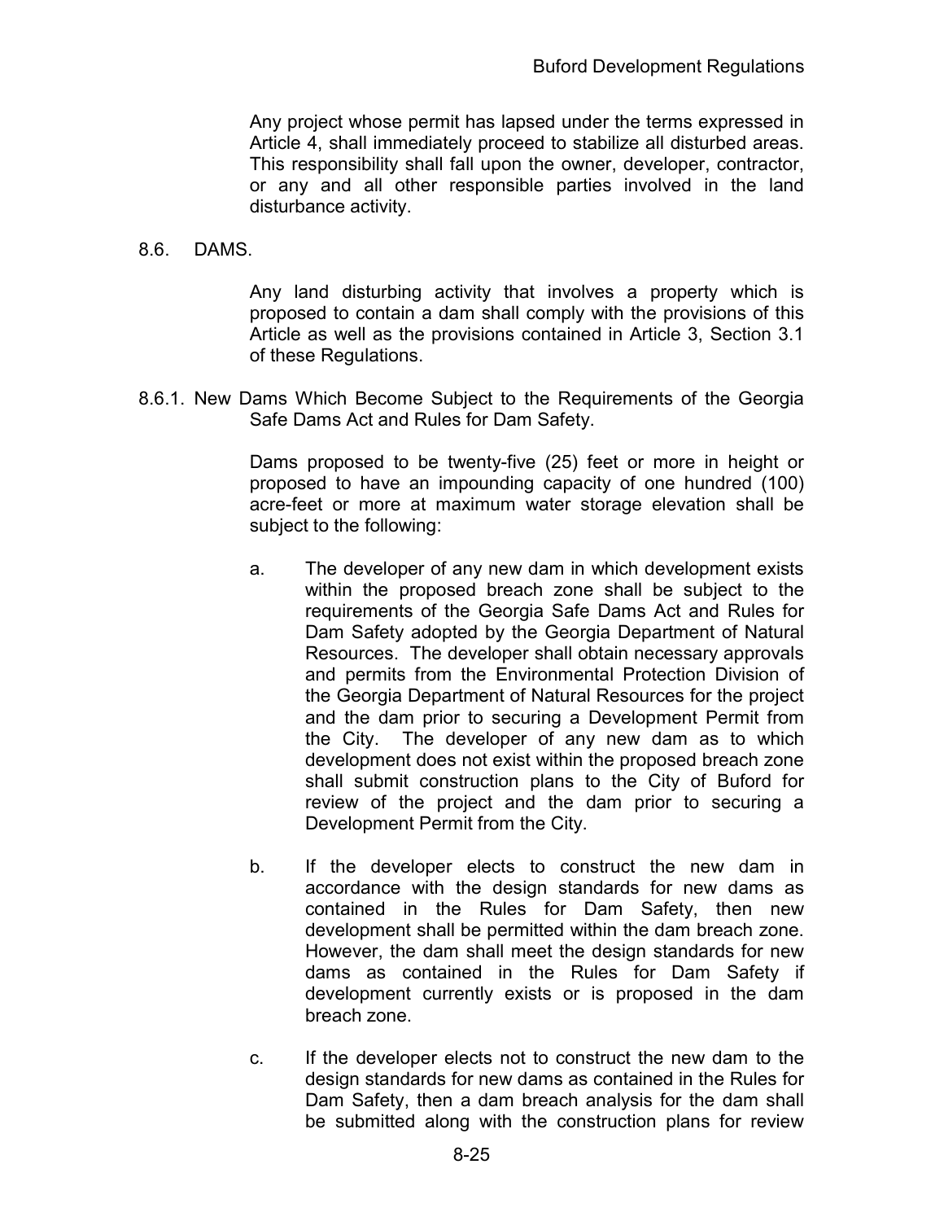Any project whose permit has lapsed under the terms expressed in Article 4, shall immediately proceed to stabilize all disturbed areas. This responsibility shall fall upon the owner, developer, contractor, or any and all other responsible parties involved in the land disturbance activity.

## 8.6. DAMS.

Any land disturbing activity that involves a property which is proposed to contain a dam shall comply with the provisions of this Article as well as the provisions contained in Article 3, Section 3.1 of these Regulations.

### 8.6.1. New Dams Which Become Subject to the Requirements of the Georgia Safe Dams Act and Rules for Dam Safety.

Dams proposed to be twenty-five (25) feet or more in height or proposed to have an impounding capacity of one hundred (100) acre-feet or more at maximum water storage elevation shall be subject to the following:

a. The developer of any new dam in which development exists within the proposed breach zone shall be subject to the requirements of the Georgia Safe Dams Act and Rules for Dam Safety adopted by the Georgia Department of Natural Resources. The developer shall obtain necessary approvals and permits from the Environmental Protection Division of the Georgia Department of Natural Resources for the project and the dam prior to securing a Development Permit from the City. The developer of any new dam as to which development does not exist within the proposed breach zone shall submit construction plans to the City of Buford for review of the project and the dam prior to securing a Development Permit from the City.

b. If the developer elects to construct the new dam in accordance with the design standards for new dams as contained in the Rules for Dam Safety, then new development shall be permitted within the dam breach zone. However, the dam shall meet the design standards for new dams as contained in the Rules for Dam Safety if development currently exists or is proposed in the dam breach zone.

c. If the developer elects not to construct the new dam to the design standards for new dams as contained in the Rules for Dam Safety, then a dam breach analysis for the dam shall be submitted along with the construction plans for review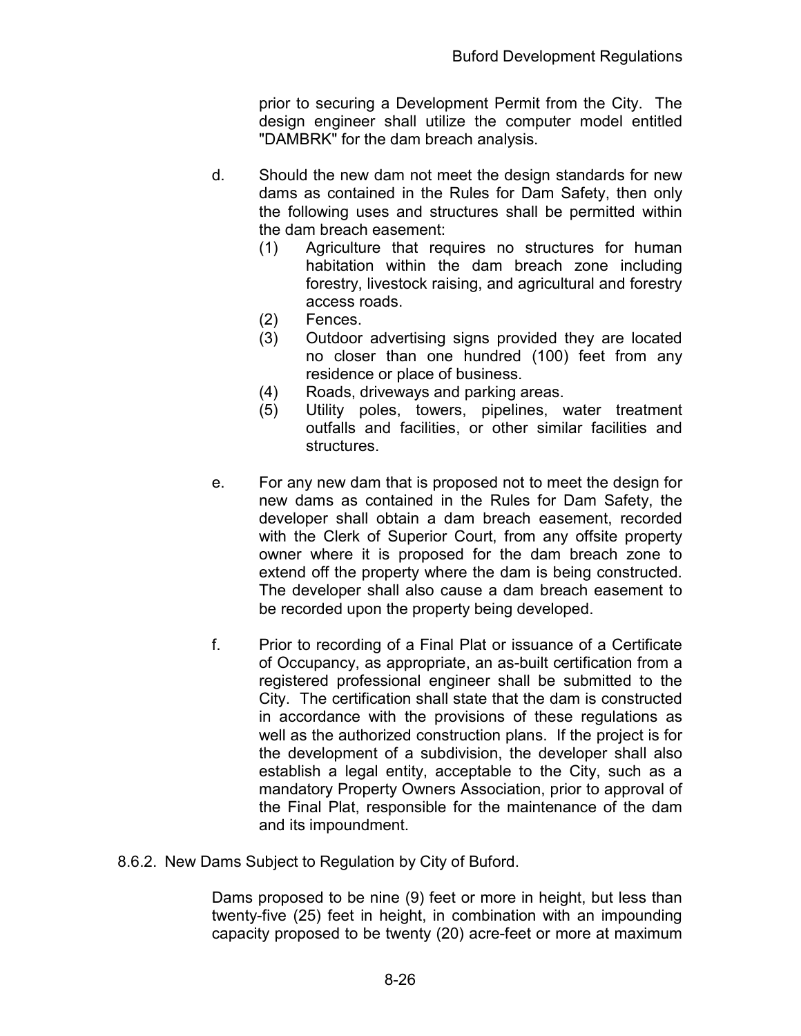prior to securing a Development Permit from the City. The design engineer shall utilize the computer model entitled "DAMBRK" for the dam breach analysis.

d. Should the new dam not meet the design standards for new dams as contained in the Rules for Dam Safety, then only the following uses and structures shall be permitted within the dam breach easement:
   (1) Agriculture that requires no structures for human habitation within the dam breach zone including forestry, livestock raising, and agricultural and forestry access roads.
   (2) Fences.
   (3) Outdoor advertising signs provided they are located no closer than one hundred (100) feet from any residence or place of business.
   (4) Roads, driveways and parking areas.
   (5) Utility poles, towers, pipelines, water treatment outfalls and facilities, or other similar facilities and structures.

e. For any new dam that is proposed not to meet the design for new dams as contained in the Rules for Dam Safety, the developer shall obtain a dam breach easement, recorded with the Clerk of Superior Court, from any offsite property owner where it is proposed for the dam breach zone to extend off the property where the dam is being constructed. The developer shall also cause a dam breach easement to be recorded upon the property being developed.

f. Prior to recording of a Final Plat or issuance of a Certificate of Occupancy, as appropriate, an as-built certification from a registered professional engineer shall be submitted to the City. The certification shall state that the dam is constructed in accordance with the provisions of these regulations as well as the authorized construction plans. If the project is for the development of a subdivision, the developer shall also establish a legal entity, acceptable to the City, such as a mandatory Property Owners Association, prior to approval of the Final Plat, responsible for the maintenance of the dam and its impoundment.

8.6.2. New Dams Subject to Regulation by City of Buford.

Dams proposed to be nine (9) feet or more in height, but less than twenty-five (25) feet in height, in combination with an impounding capacity proposed to be twenty (20) acre-feet or more at maximum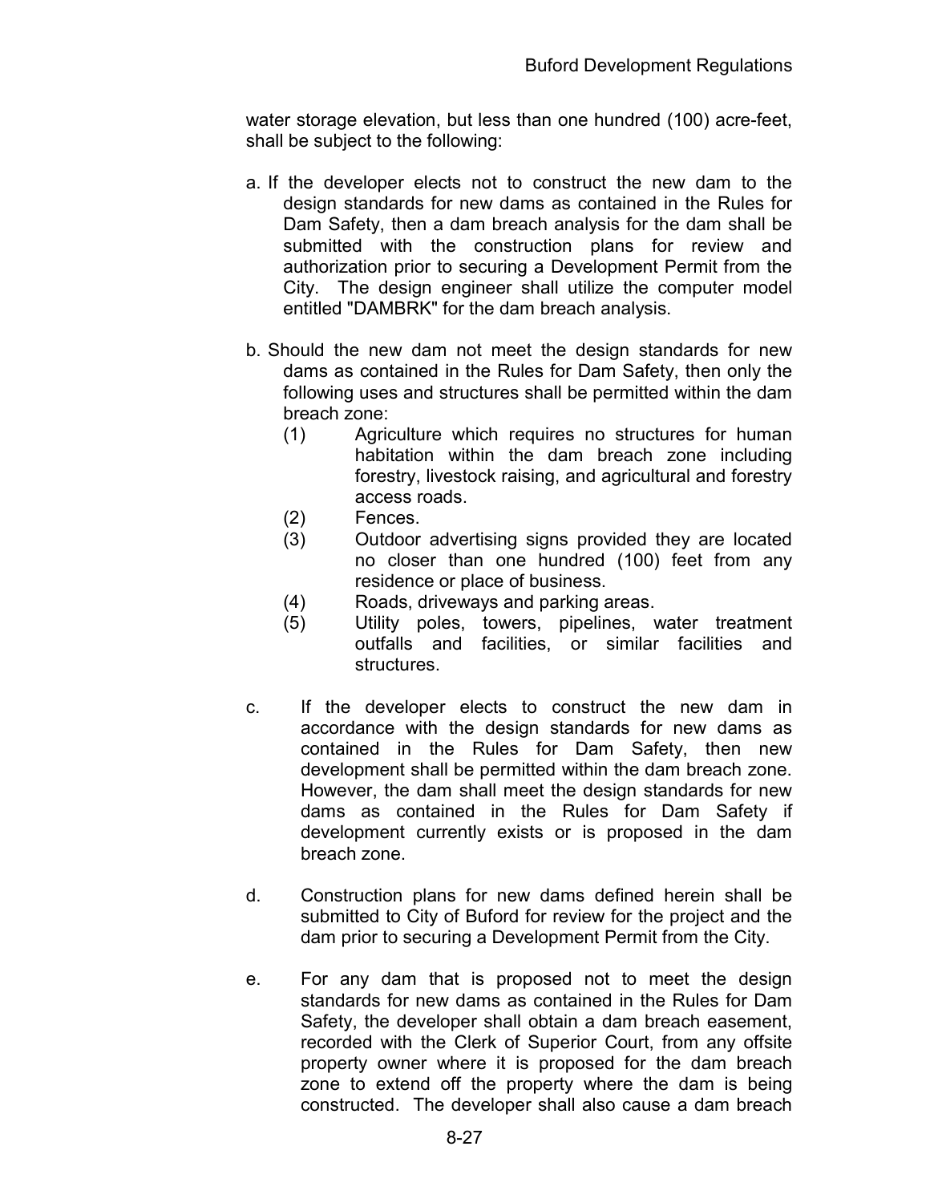water storage elevation, but less than one hundred (100) acre-feet, shall be subject to the following:

a. If the developer elects not to construct the new dam to the design standards for new dams as contained in the Rules for Dam Safety, then a dam breach analysis for the dam shall be submitted with the construction plans for review and authorization prior to securing a Development Permit from the City. The design engineer shall utilize the computer model entitled "DAMBRK" for the dam breach analysis.

b. Should the new dam not meet the design standards for new dams as contained in the Rules for Dam Safety, then only the following uses and structures shall be permitted within the dam breach zone:
   - (1) Agriculture which requires no structures for human habitation within the dam breach zone including forestry, livestock raising, and agricultural and forestry access roads.
   - (2) Fences.
   - (3) Outdoor advertising signs provided they are located no closer than one hundred (100) feet from any residence or place of business.
   - (4) Roads, driveways and parking areas.
   - (5) Utility poles, towers, pipelines, water treatment outfalls and facilities, or similar facilities and structures.

c. If the developer elects to construct the new dam in accordance with the design standards for new dams as contained in the Rules for Dam Safety, then new development shall be permitted within the dam breach zone. However, the dam shall meet the design standards for new dams as contained in the Rules for Dam Safety if development currently exists or is proposed in the dam breach zone.

d. Construction plans for new dams defined herein shall be submitted to City of Buford for review for the project and the dam prior to securing a Development Permit from the City.

e. For any dam that is proposed not to meet the design standards for new dams as contained in the Rules for Dam Safety, the developer shall obtain a dam breach easement, recorded with the Clerk of Superior Court, from any offsite property owner where it is proposed for the dam breach zone to extend off the property where the dam is being constructed. The developer shall also cause a dam breach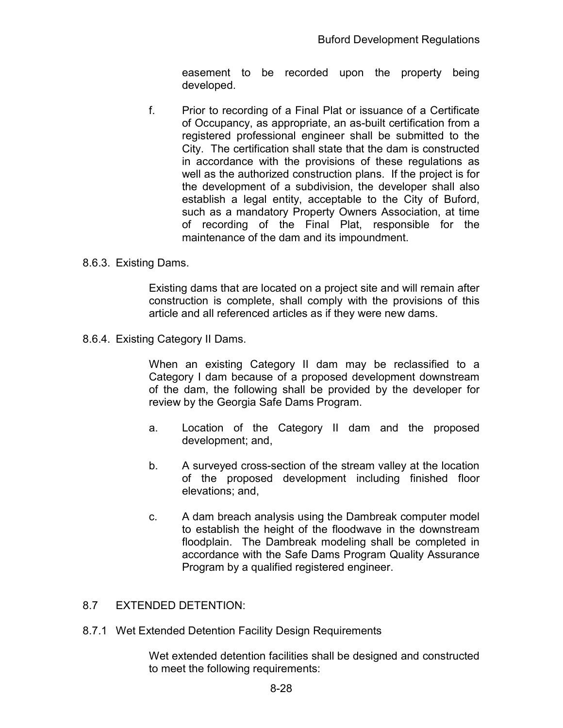easement to be recorded upon the property being developed.

f. Prior to recording of a Final Plat or issuance of a Certificate of Occupancy, as appropriate, an as-built certification from a registered professional engineer shall be submitted to the City. The certification shall state that the dam is constructed in accordance with the provisions of these regulations as well as the authorized construction plans. If the project is for the development of a subdivision, the developer shall also establish a legal entity, acceptable to the City of Buford, such as a mandatory Property Owners Association, at time of recording of the Final Plat, responsible for the maintenance of the dam and its impoundment.

8.6.3. Existing Dams.

Existing dams that are located on a project site and will remain after construction is complete, shall comply with the provisions of this article and all referenced articles as if they were new dams.

8.6.4. Existing Category II Dams.

When an existing Category II dam may be reclassified to a Category I dam because of a proposed development downstream of the dam, the following shall be provided by the developer for review by the Georgia Safe Dams Program.

a. Location of the Category II dam and the proposed development; and,

b. A surveyed cross-section of the stream valley at the location of the proposed development including finished floor elevations; and,

c. A dam breach analysis using the Dambreak computer model to establish the height of the floodwave in the downstream floodplain. The Dambreak modeling shall be completed in accordance with the Safe Dams Program Quality Assurance Program by a qualified registered engineer.

## 8.7 EXTENDED DETENTION:

### 8.7.1 Wet Extended Detention Facility Design Requirements

Wet extended detention facilities shall be designed and constructed to meet the following requirements: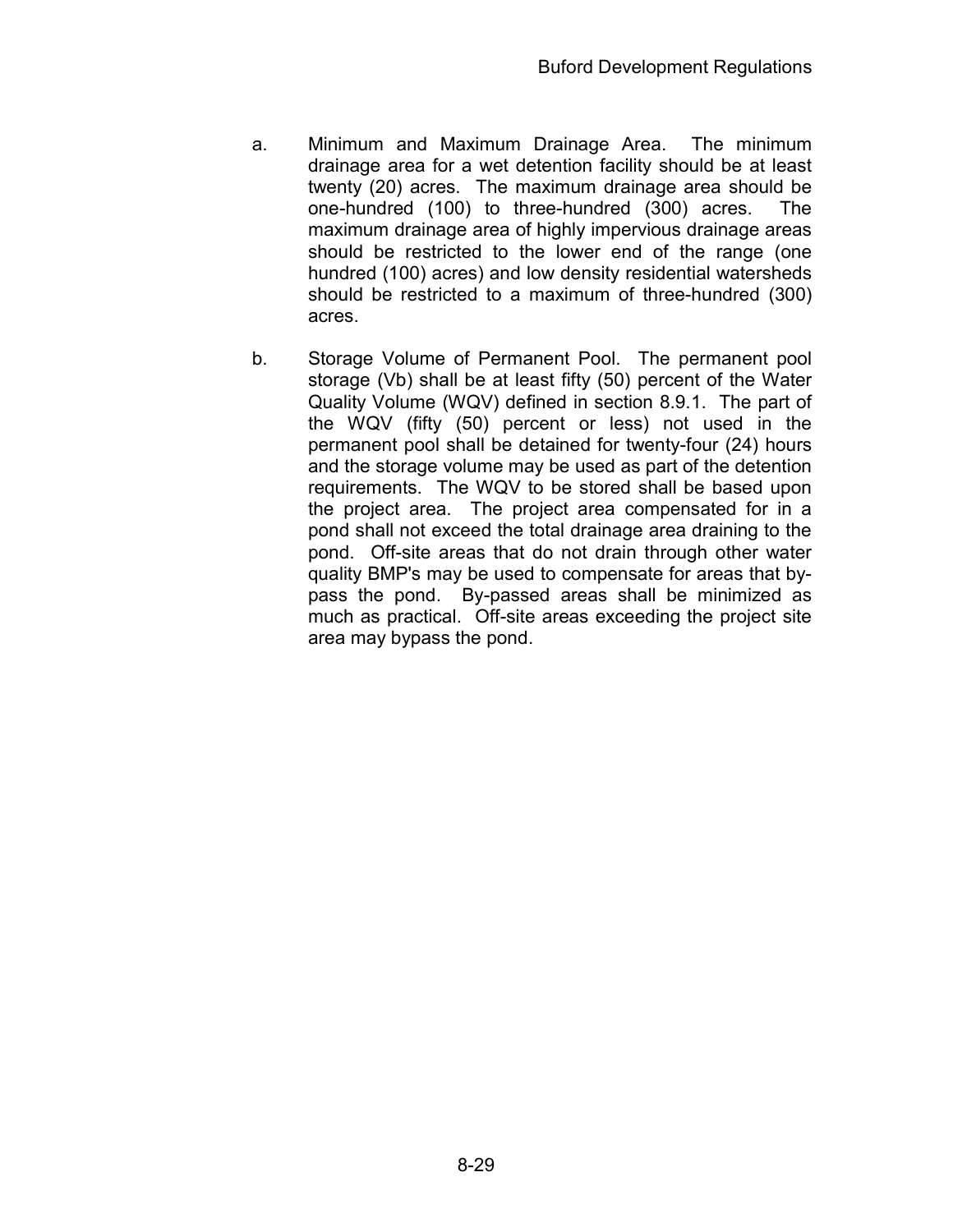a. Minimum and Maximum Drainage Area. The minimum drainage area for a wet detention facility should be at least twenty (20) acres. The maximum drainage area should be one-hundred (100) to three-hundred (300) acres. The maximum drainage area of highly impervious drainage areas should be restricted to the lower end of the range (one hundred (100) acres) and low density residential watersheds should be restricted to a maximum of three-hundred (300) acres.

b. Storage Volume of Permanent Pool. The permanent pool storage (Vb) shall be at least fifty (50) percent of the Water Quality Volume (WQV) defined in section 8.9.1. The part of the WQV (fifty (50) percent or less) not used in the permanent pool shall be detained for twenty-four (24) hours and the storage volume may be used as part of the detention requirements. The WQV to be stored shall be based upon the project area. The project area compensated for in a pond shall not exceed the total drainage area draining to the pond. Off-site areas that do not drain through other water quality BMP's may be used to compensate for areas that by-pass the pond. By-passed areas shall be minimized as much as practical. Off-site areas exceeding the project site area may bypass the pond.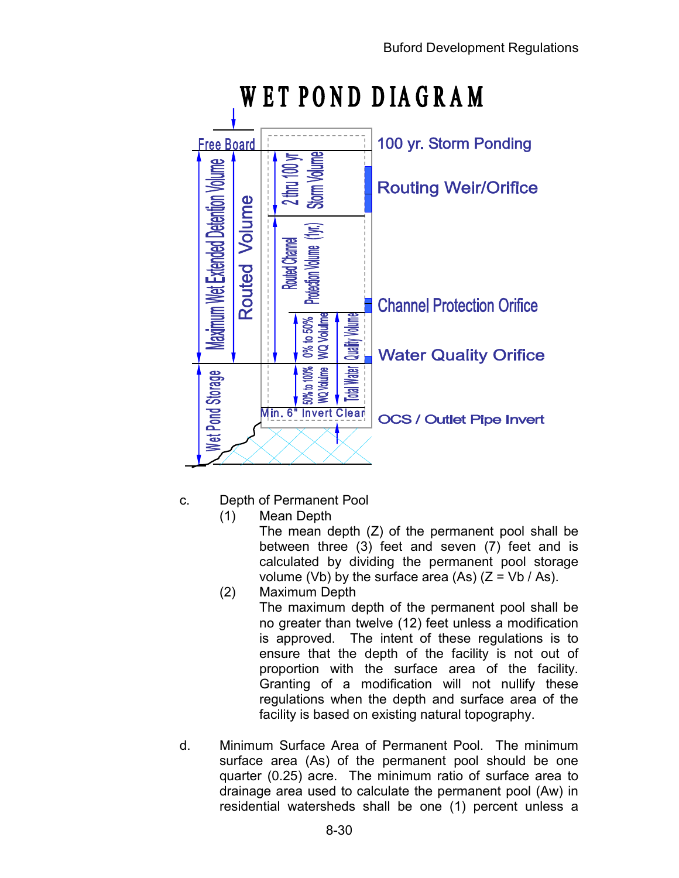# WET POND DIAGRAM

Free Board

100 yr. Storm Ponding

Routing Weir/Orifice

Channel Protection Orifice

Water Quality Orifice

OCS / Outlet Pipe Invert

Maximum Wet Extended Detention Volume

Routed Volume

2 thru 100 yr Storm Volume

Routed Channel Protection Volume (1yr.)

0% to 50% WQ Volume

Quality Volume

50% to 100% WQ Volume

Total Water

Wet Pond Storage

Min. 6" Invert Clear

c. Depth of Permanent Pool

(1) Mean Depth

The mean depth (Z) of the permanent pool shall be between three (3) feet and seven (7) feet and is calculated by dividing the permanent pool storage volume (Vb) by the surface area (As) (Z = Vb / As).

(2) Maximum Depth

The maximum depth of the permanent pool shall be no greater than twelve (12) feet unless a modification is approved. The intent of these regulations is to ensure that the depth of the facility is not out of proportion with the surface area of the facility. Granting of a modification will not nullify these regulations when the depth and surface area of the facility is based on existing natural topography.

d. Minimum Surface Area of Permanent Pool. The minimum surface area (As) of the permanent pool should be one quarter (0.25) acre. The minimum ratio of surface area to drainage area used to calculate the permanent pool (Aw) in residential watersheds shall be one (1) percent unless a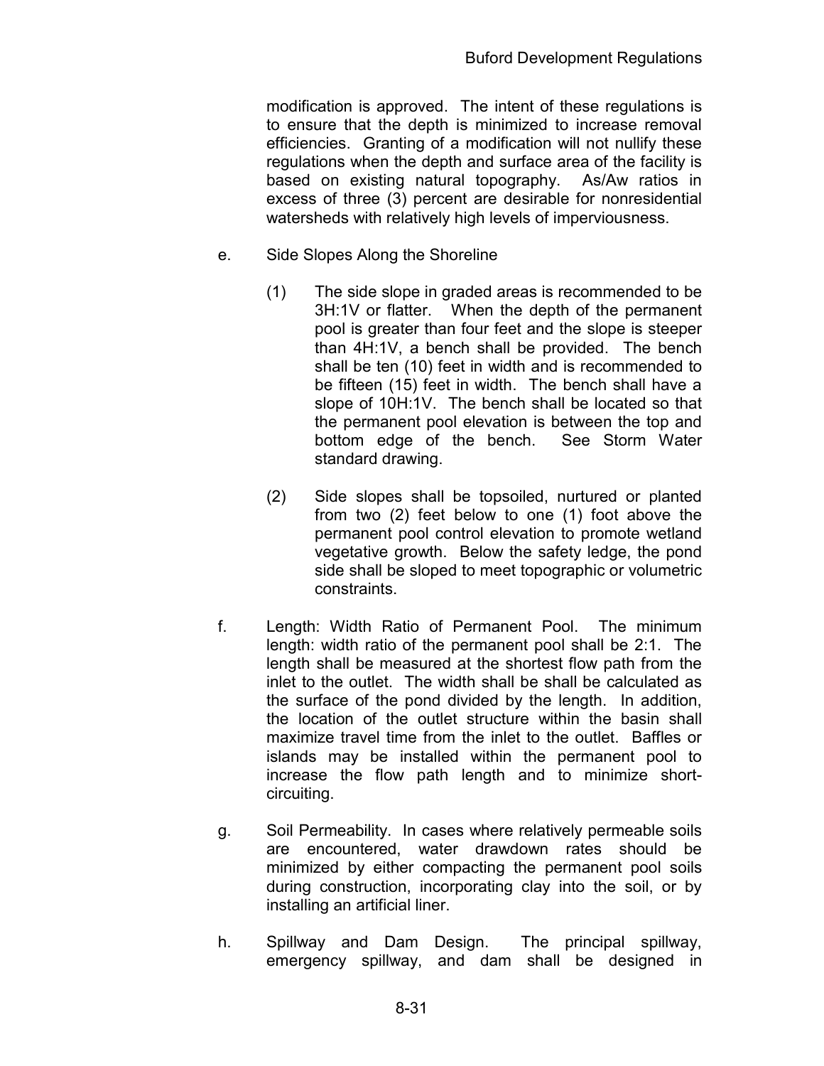modification is approved. The intent of these regulations is to ensure that the depth is minimized to increase removal efficiencies. Granting of a modification will not nullify these regulations when the depth and surface area of the facility is based on existing natural topography. As/Aw ratios in excess of three (3) percent are desirable for nonresidential watersheds with relatively high levels of imperviousness.

e. Side Slopes Along the Shoreline

(1) The side slope in graded areas is recommended to be 3H:1V or flatter. When the depth of the permanent pool is greater than four feet and the slope is steeper than 4H:1V, a bench shall be provided. The bench shall be ten (10) feet in width and is recommended to be fifteen (15) feet in width. The bench shall have a slope of 10H:1V. The bench shall be located so that the permanent pool elevation is between the top and bottom edge of the bench. See Storm Water standard drawing.

(2) Side slopes shall be topsoiled, nurtured or planted from two (2) feet below to one (1) foot above the permanent pool control elevation to promote wetland vegetative growth. Below the safety ledge, the pond side shall be sloped to meet topographic or volumetric constraints.

f. Length: Width Ratio of Permanent Pool. The minimum length: width ratio of the permanent pool shall be 2:1. The length shall be measured at the shortest flow path from the inlet to the outlet. The width shall be shall be calculated as the surface of the pond divided by the length. In addition, the location of the outlet structure within the basin shall maximize travel time from the inlet to the outlet. Baffles or islands may be installed within the permanent pool to increase the flow path length and to minimize short-circuiting.

g. Soil Permeability. In cases where relatively permeable soils are encountered, water drawdown rates should be minimized by either compacting the permanent pool soils during construction, incorporating clay into the soil, or by installing an artificial liner.

h. Spillway and Dam Design. The principal spillway, emergency spillway, and dam shall be designed in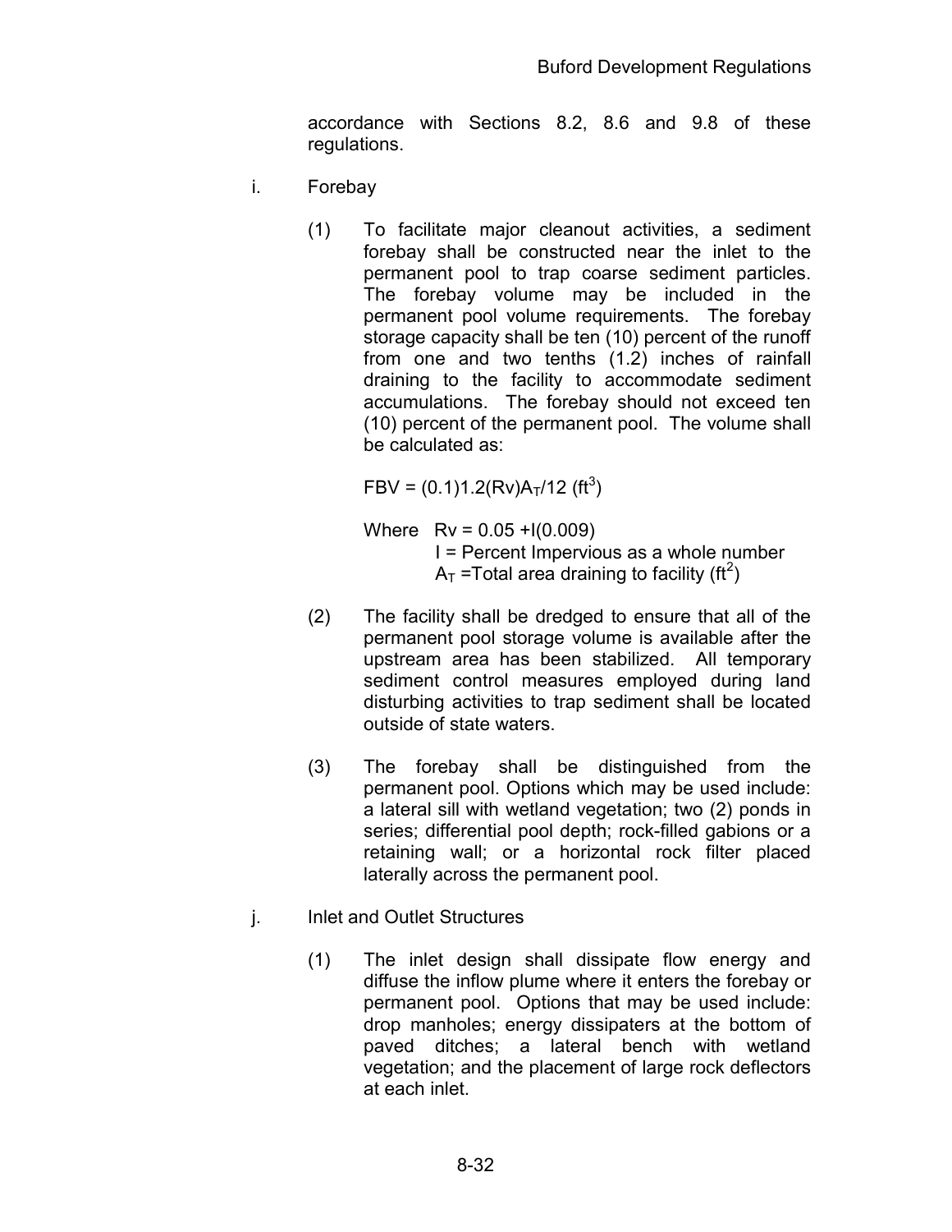accordance with Sections 8.2, 8.6 and 9.8 of these regulations.

i. Forebay

(1) To facilitate major cleanout activities, a sediment forebay shall be constructed near the inlet to the permanent pool to trap coarse sediment particles. The forebay volume may be included in the permanent pool volume requirements. The forebay storage capacity shall be ten (10) percent of the runoff from one and two tenths (1.2) inches of rainfall draining to the facility to accommodate sediment accumulations. The forebay should not exceed ten (10) percent of the permanent pool. The volume shall be calculated as:

$$FBV = (0.1)1.2(Rv)A_T/12 \ (ft^3)$$

Where $Rv = 0.05 + I(0.009)$
I = Percent Impervious as a whole number
$A_T$ =Total area draining to facility ($ft^2$)

(2) The facility shall be dredged to ensure that all of the permanent pool storage volume is available after the upstream area has been stabilized. All temporary sediment control measures employed during land disturbing activities to trap sediment shall be located outside of state waters.

(3) The forebay shall be distinguished from the permanent pool. Options which may be used include: a lateral sill with wetland vegetation; two (2) ponds in series; differential pool depth; rock-filled gabions or a retaining wall; or a horizontal rock filter placed laterally across the permanent pool.

j. Inlet and Outlet Structures

(1) The inlet design shall dissipate flow energy and diffuse the inflow plume where it enters the forebay or permanent pool. Options that may be used include: drop manholes; energy dissipaters at the bottom of paved ditches; a lateral bench with wetland vegetation; and the placement of large rock deflectors at each inlet.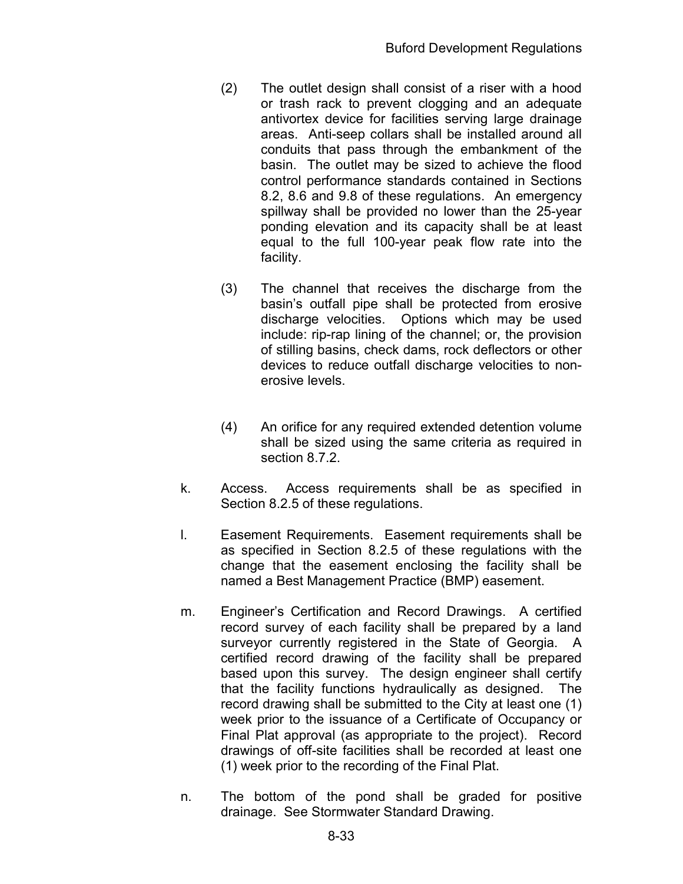(2) The outlet design shall consist of a riser with a hood or trash rack to prevent clogging and an adequate antivortex device for facilities serving large drainage areas. Anti-seep collars shall be installed around all conduits that pass through the embankment of the basin. The outlet may be sized to achieve the flood control performance standards contained in Sections 8.2, 8.6 and 9.8 of these regulations. An emergency spillway shall be provided no lower than the 25-year ponding elevation and its capacity shall be at least equal to the full 100-year peak flow rate into the facility.

(3) The channel that receives the discharge from the basin's outfall pipe shall be protected from erosive discharge velocities. Options which may be used include: rip-rap lining of the channel; or, the provision of stilling basins, check dams, rock deflectors or other devices to reduce outfall discharge velocities to non-erosive levels.

(4) An orifice for any required extended detention volume shall be sized using the same criteria as required in section 8.7.2.

k. Access. Access requirements shall be as specified in Section 8.2.5 of these regulations.

l. Easement Requirements. Easement requirements shall be as specified in Section 8.2.5 of these regulations with the change that the easement enclosing the facility shall be named a Best Management Practice (BMP) easement.

m. Engineer's Certification and Record Drawings. A certified record survey of each facility shall be prepared by a land surveyor currently registered in the State of Georgia. A certified record drawing of the facility shall be prepared based upon this survey. The design engineer shall certify that the facility functions hydraulically as designed. The record drawing shall be submitted to the City at least one (1) week prior to the issuance of a Certificate of Occupancy or Final Plat approval (as appropriate to the project). Record drawings of off-site facilities shall be recorded at least one (1) week prior to the recording of the Final Plat.

n. The bottom of the pond shall be graded for positive drainage. See Stormwater Standard Drawing.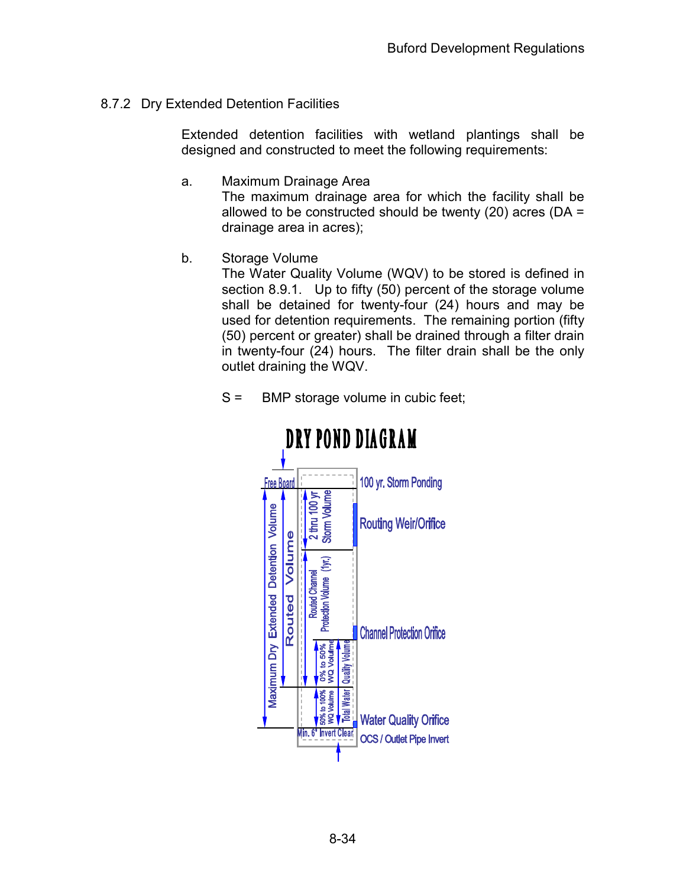### 8.7.2 Dry Extended Detention Facilities

Extended detention facilities with wetland plantings shall be designed and constructed to meet the following requirements:

a. Maximum Drainage Area
The maximum drainage area for which the facility shall be allowed to be constructed should be twenty (20) acres (DA = drainage area in acres);

b. Storage Volume
The Water Quality Volume (WQV) to be stored is defined in section 8.9.1. Up to fifty (50) percent of the storage volume shall be detained for twenty-four (24) hours and may be used for detention requirements. The remaining portion (fifty (50) percent or greater) shall be drained through a filter drain in twenty-four (24) hours. The filter drain shall be the only outlet draining the WQV.

S = BMP storage volume in cubic feet;

DRY POND DIAGRAM

Free Board | 100 yr. Storm Ponding | Maximum Dry Extended Detention Volume | Routed Volume | 2 thru 100 yr Storm Volume | Routing Weir/Orifice | Routed Channel Protection Volume (1yr.) | Channel Protection Orifice | 0% to 50% WQ Volume | Total Water Quality Volume | 50% to 100% WQ Volume | Water Quality Orifice | Min. 6" Invert Clear | OCS / Outlet Pipe Invert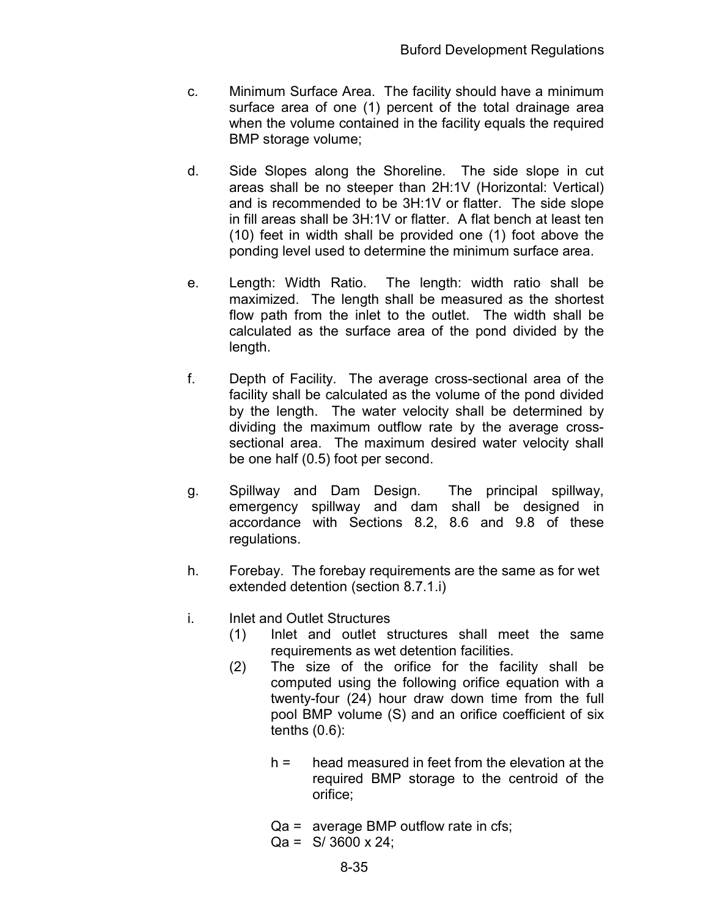c. Minimum Surface Area. The facility should have a minimum surface area of one (1) percent of the total drainage area when the volume contained in the facility equals the required BMP storage volume;

d. Side Slopes along the Shoreline. The side slope in cut areas shall be no steeper than 2H:1V (Horizontal: Vertical) and is recommended to be 3H:1V or flatter. The side slope in fill areas shall be 3H:1V or flatter. A flat bench at least ten (10) feet in width shall be provided one (1) foot above the ponding level used to determine the minimum surface area.

e. Length: Width Ratio. The length: width ratio shall be maximized. The length shall be measured as the shortest flow path from the inlet to the outlet. The width shall be calculated as the surface area of the pond divided by the length.

f. Depth of Facility. The average cross-sectional area of the facility shall be calculated as the volume of the pond divided by the length. The water velocity shall be determined by dividing the maximum outflow rate by the average cross-sectional area. The maximum desired water velocity shall be one half (0.5) foot per second.

g. Spillway and Dam Design. The principal spillway, emergency spillway and dam shall be designed in accordance with Sections 8.2, 8.6 and 9.8 of these regulations.

h. Forebay. The forebay requirements are the same as for wet extended detention (section 8.7.1.i)

i. Inlet and Outlet Structures
   (1) Inlet and outlet structures shall meet the same requirements as wet detention facilities.
   (2) The size of the orifice for the facility shall be computed using the following orifice equation with a twenty-four (24) hour draw down time from the full pool BMP volume (S) and an orifice coefficient of six tenths (0.6):

      h = head measured in feet from the elevation at the required BMP storage to the centroid of the orifice;

      Qa = average BMP outflow rate in cfs;
      Qa = S/ 3600 x 24;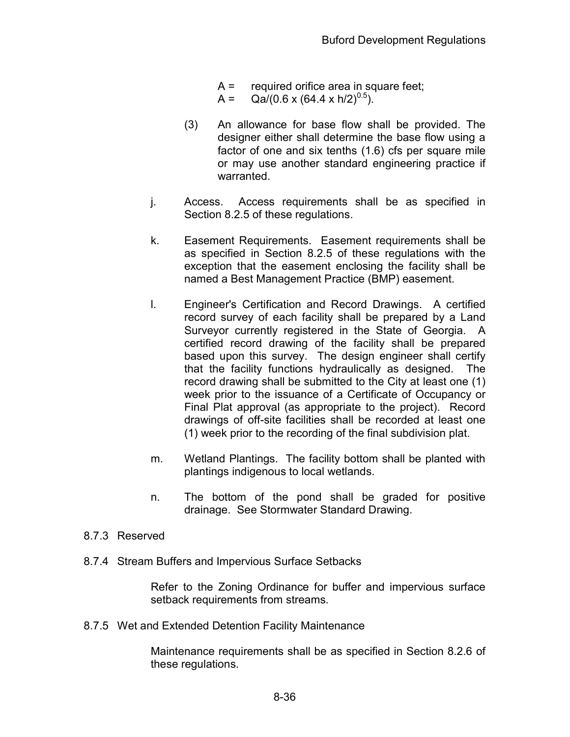A = required orifice area in square feet;

A = $Qa/(0.6 \times (64.4 \times h/2)^{0.5})$.

(3) An allowance for base flow shall be provided. The designer either shall determine the base flow using a factor of one and six tenths (1.6) cfs per square mile or may use another standard engineering practice if warranted.

j. Access. Access requirements shall be as specified in Section 8.2.5 of these regulations.

k. Easement Requirements. Easement requirements shall be as specified in Section 8.2.5 of these regulations with the exception that the easement enclosing the facility shall be named a Best Management Practice (BMP) easement.

l. Engineer's Certification and Record Drawings. A certified record survey of each facility shall be prepared by a Land Surveyor currently registered in the State of Georgia. A certified record drawing of the facility shall be prepared based upon this survey. The design engineer shall certify that the facility functions hydraulically as designed. The record drawing shall be submitted to the City at least one (1) week prior to the issuance of a Certificate of Occupancy or Final Plat approval (as appropriate to the project). Record drawings of off-site facilities shall be recorded at least one (1) week prior to the recording of the final subdivision plat.

m. Wetland Plantings. The facility bottom shall be planted with plantings indigenous to local wetlands.

n. The bottom of the pond shall be graded for positive drainage. See Stormwater Standard Drawing.

### 8.7.3 Reserved

### 8.7.4 Stream Buffers and Impervious Surface Setbacks

Refer to the Zoning Ordinance for buffer and impervious surface setback requirements from streams.

### 8.7.5 Wet and Extended Detention Facility Maintenance

Maintenance requirements shall be as specified in Section 8.2.6 of these regulations.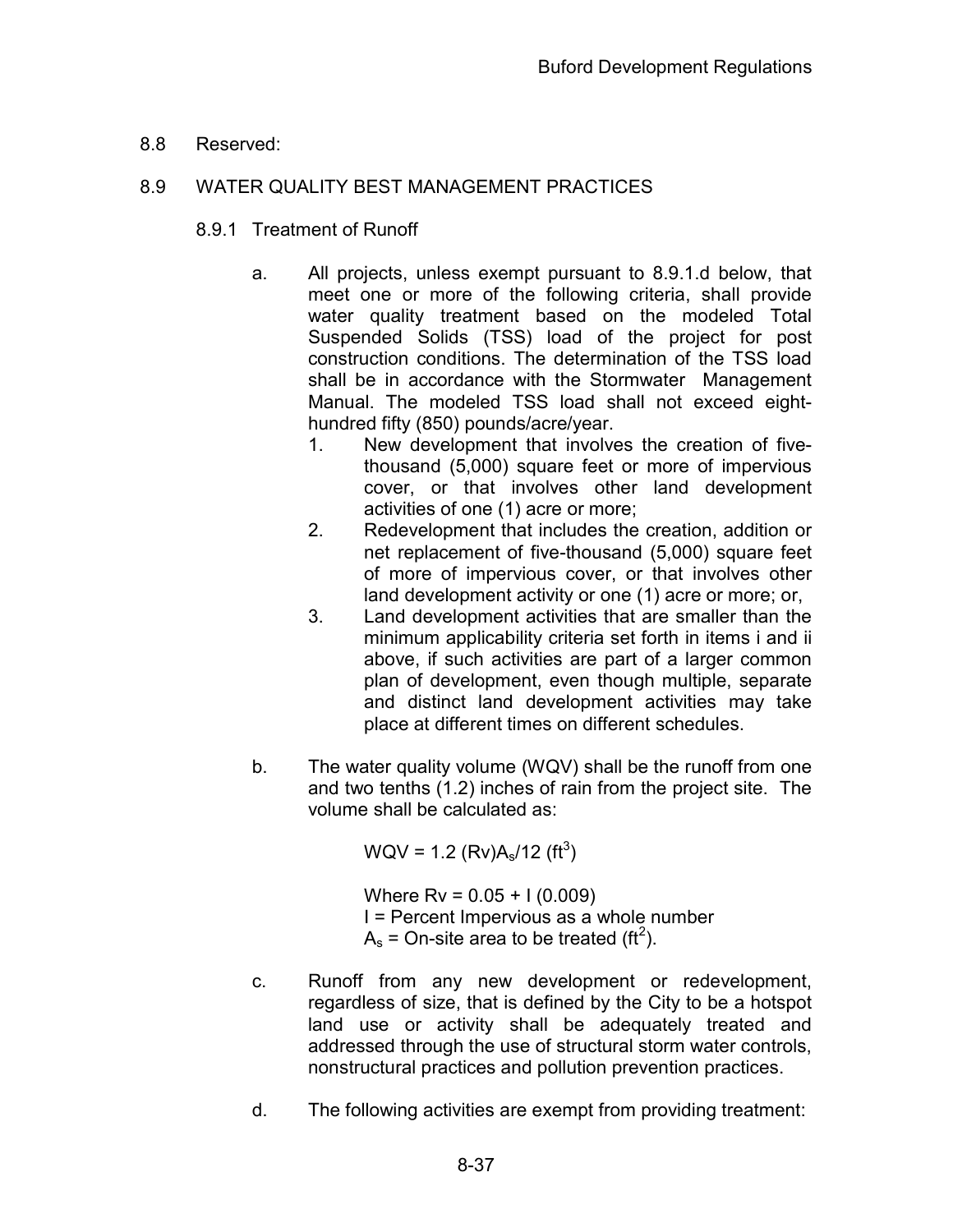8.8 Reserved:

## 8.9 WATER QUALITY BEST MANAGEMENT PRACTICES

### 8.9.1 Treatment of Runoff

a. All projects, unless exempt pursuant to 8.9.1.d below, that meet one or more of the following criteria, shall provide water quality treatment based on the modeled Total Suspended Solids (TSS) load of the project for post construction conditions. The determination of the TSS load shall be in accordance with the Stormwater Management Manual. The modeled TSS load shall not exceed eight-hundred fifty (850) pounds/acre/year.

1. New development that involves the creation of five-thousand (5,000) square feet or more of impervious cover, or that involves other land development activities of one (1) acre or more;
2. Redevelopment that includes the creation, addition or net replacement of five-thousand (5,000) square feet of more of impervious cover, or that involves other land development activity or one (1) acre or more; or,
3. Land development activities that are smaller than the minimum applicability criteria set forth in items i and ii above, if such activities are part of a larger common plan of development, even though multiple, separate and distinct land development activities may take place at different times on different schedules.

b. The water quality volume (WQV) shall be the runoff from one and two tenths (1.2) inches of rain from the project site. The volume shall be calculated as:

$$WQV = 1.2\,(Rv)A_s/12\ (ft^3)$$

Where $Rv = 0.05 + I\,(0.009)$
I = Percent Impervious as a whole number
$A_s$ = On-site area to be treated ($ft^2$).

c. Runoff from any new development or redevelopment, regardless of size, that is defined by the City to be a hotspot land use or activity shall be adequately treated and addressed through the use of structural storm water controls, nonstructural practices and pollution prevention practices.

d. The following activities are exempt from providing treatment: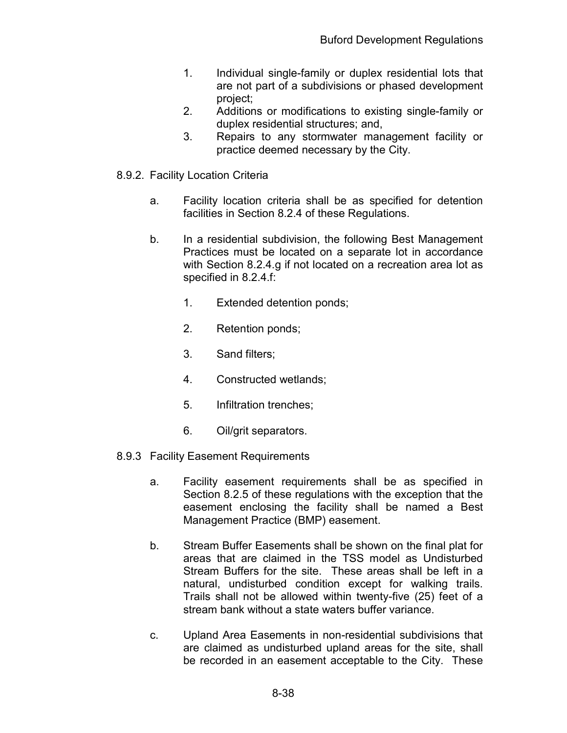1. Individual single-family or duplex residential lots that are not part of a subdivisions or phased development project;
2. Additions or modifications to existing single-family or duplex residential structures; and,
3. Repairs to any stormwater management facility or practice deemed necessary by the City.

8.9.2. Facility Location Criteria

a. Facility location criteria shall be as specified for detention facilities in Section 8.2.4 of these Regulations.

b. In a residential subdivision, the following Best Management Practices must be located on a separate lot in accordance with Section 8.2.4.g if not located on a recreation area lot as specified in 8.2.4.f:

   1. Extended detention ponds;
   2. Retention ponds;
   3. Sand filters;
   4. Constructed wetlands;
   5. Infiltration trenches;
   6. Oil/grit separators.

8.9.3 Facility Easement Requirements

a. Facility easement requirements shall be as specified in Section 8.2.5 of these regulations with the exception that the easement enclosing the facility shall be named a Best Management Practice (BMP) easement.

b. Stream Buffer Easements shall be shown on the final plat for areas that are claimed in the TSS model as Undisturbed Stream Buffers for the site. These areas shall be left in a natural, undisturbed condition except for walking trails. Trails shall not be allowed within twenty-five (25) feet of a stream bank without a state waters buffer variance.

c. Upland Area Easements in non-residential subdivisions that are claimed as undisturbed upland areas for the site, shall be recorded in an easement acceptable to the City. These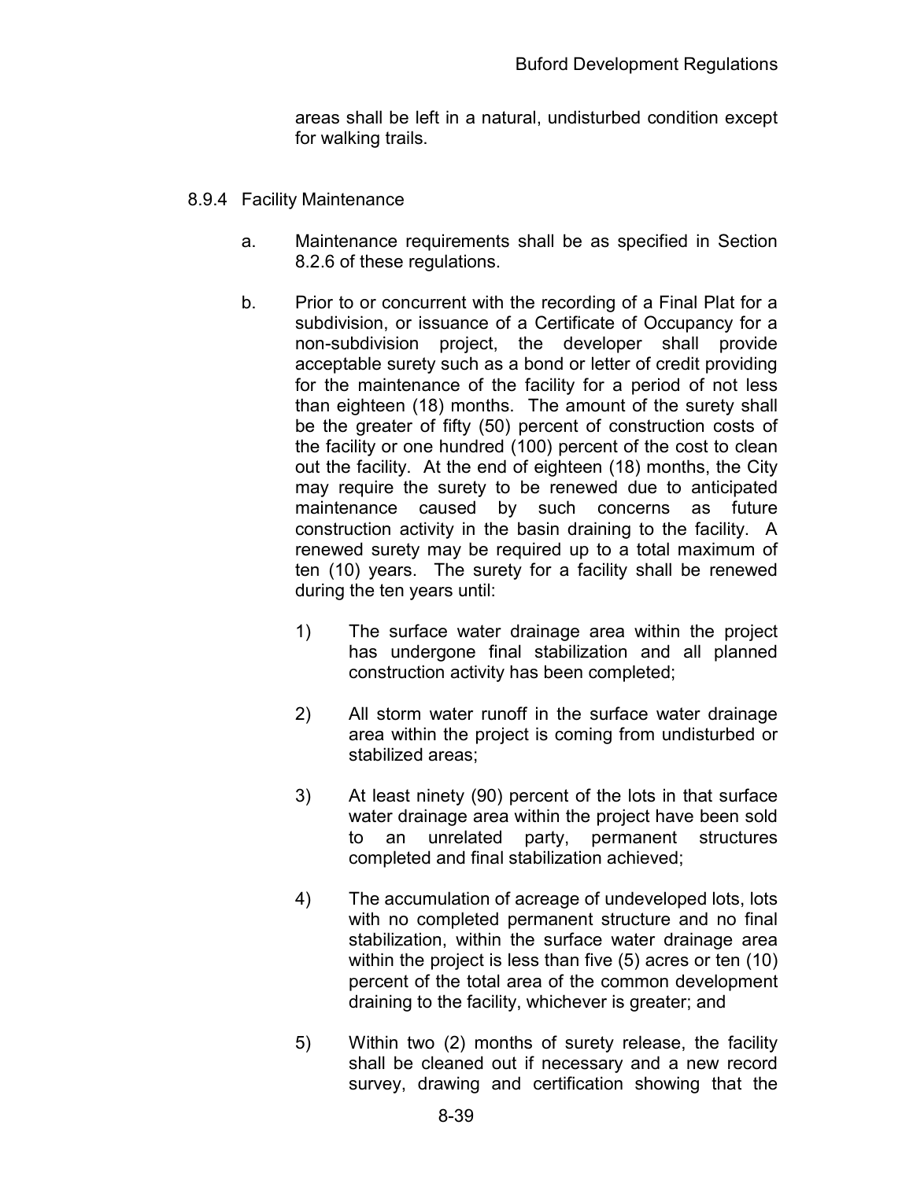areas shall be left in a natural, undisturbed condition except for walking trails.

8.9.4 Facility Maintenance

a. Maintenance requirements shall be as specified in Section 8.2.6 of these regulations.

b. Prior to or concurrent with the recording of a Final Plat for a subdivision, or issuance of a Certificate of Occupancy for a non-subdivision project, the developer shall provide acceptable surety such as a bond or letter of credit providing for the maintenance of the facility for a period of not less than eighteen (18) months. The amount of the surety shall be the greater of fifty (50) percent of construction costs of the facility or one hundred (100) percent of the cost to clean out the facility. At the end of eighteen (18) months, the City may require the surety to be renewed due to anticipated maintenance caused by such concerns as future construction activity in the basin draining to the facility. A renewed surety may be required up to a total maximum of ten (10) years. The surety for a facility shall be renewed during the ten years until:

   1) The surface water drainage area within the project has undergone final stabilization and all planned construction activity has been completed;

   2) All storm water runoff in the surface water drainage area within the project is coming from undisturbed or stabilized areas;

   3) At least ninety (90) percent of the lots in that surface water drainage area within the project have been sold to an unrelated party, permanent structures completed and final stabilization achieved;

   4) The accumulation of acreage of undeveloped lots, lots with no completed permanent structure and no final stabilization, within the surface water drainage area within the project is less than five (5) acres or ten (10) percent of the total area of the common development draining to the facility, whichever is greater; and

   5) Within two (2) months of surety release, the facility shall be cleaned out if necessary and a new record survey, drawing and certification showing that the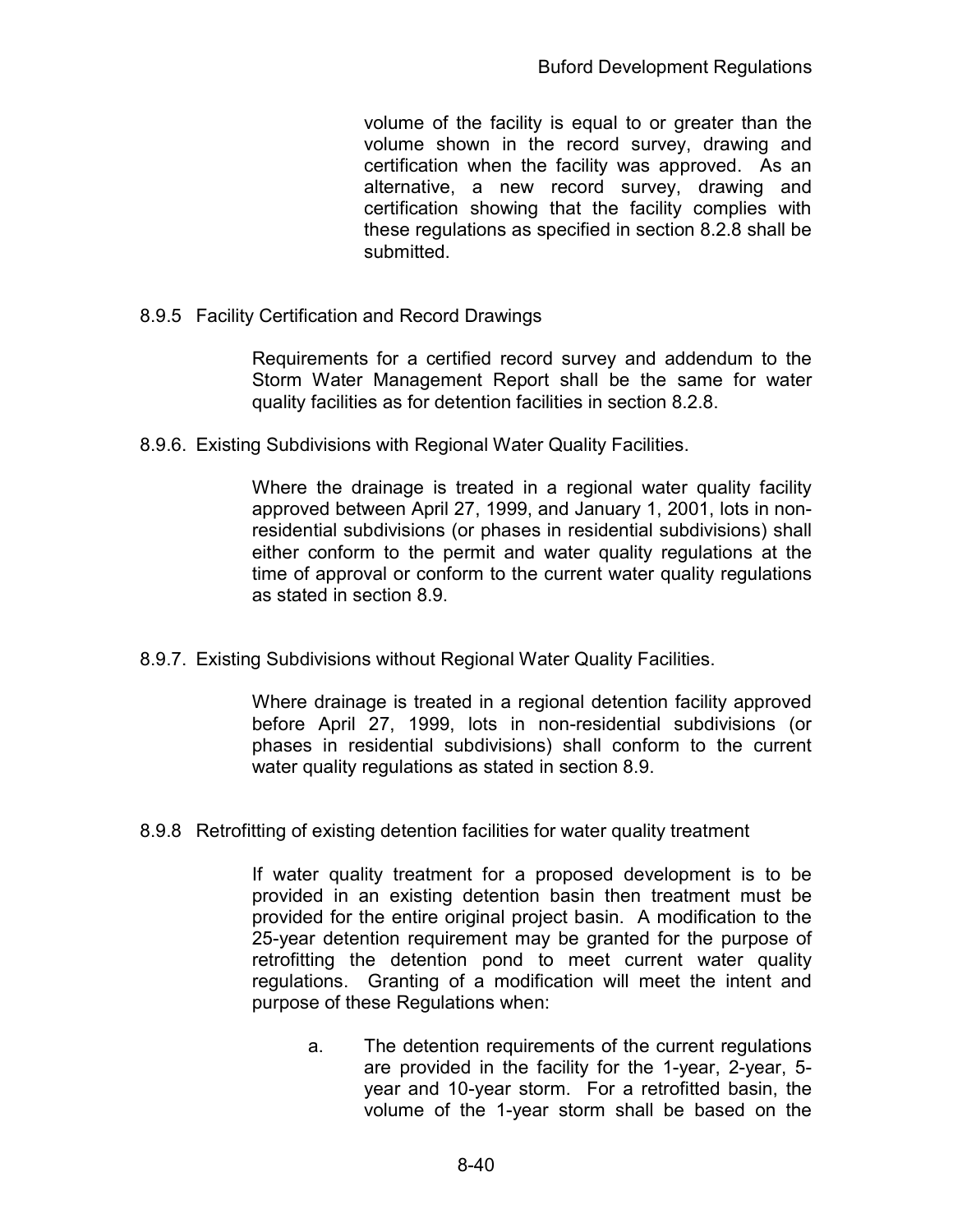volume of the facility is equal to or greater than the volume shown in the record survey, drawing and certification when the facility was approved. As an alternative, a new record survey, drawing and certification showing that the facility complies with these regulations as specified in section 8.2.8 shall be submitted.

### 8.9.5 Facility Certification and Record Drawings

Requirements for a certified record survey and addendum to the Storm Water Management Report shall be the same for water quality facilities as for detention facilities in section 8.2.8.

### 8.9.6. Existing Subdivisions with Regional Water Quality Facilities.

Where the drainage is treated in a regional water quality facility approved between April 27, 1999, and January 1, 2001, lots in non-residential subdivisions (or phases in residential subdivisions) shall either conform to the permit and water quality regulations at the time of approval or conform to the current water quality regulations as stated in section 8.9.

### 8.9.7. Existing Subdivisions without Regional Water Quality Facilities.

Where drainage is treated in a regional detention facility approved before April 27, 1999, lots in non-residential subdivisions (or phases in residential subdivisions) shall conform to the current water quality regulations as stated in section 8.9.

### 8.9.8 Retrofitting of existing detention facilities for water quality treatment

If water quality treatment for a proposed development is to be provided in an existing detention basin then treatment must be provided for the entire original project basin. A modification to the 25-year detention requirement may be granted for the purpose of retrofitting the detention pond to meet current water quality regulations. Granting of a modification will meet the intent and purpose of these Regulations when:

a. The detention requirements of the current regulations are provided in the facility for the 1-year, 2-year, 5-year and 10-year storm. For a retrofitted basin, the volume of the 1-year storm shall be based on the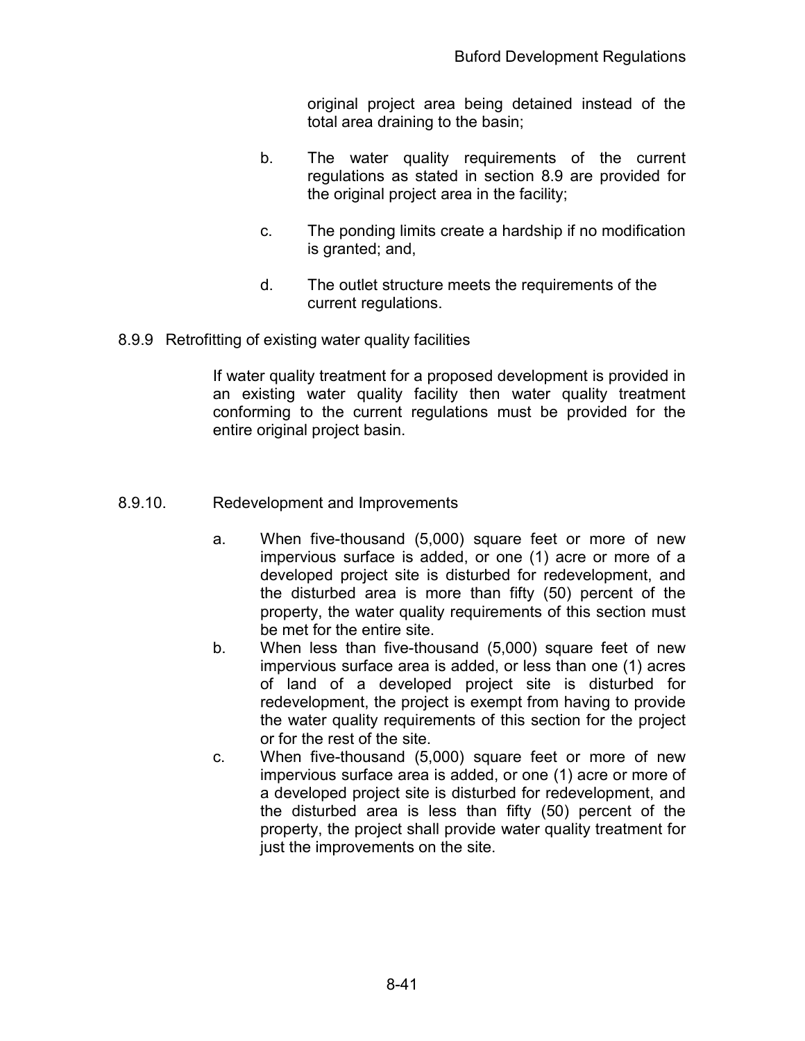original project area being detained instead of the total area draining to the basin;

b. The water quality requirements of the current regulations as stated in section 8.9 are provided for the original project area in the facility;

c. The ponding limits create a hardship if no modification is granted; and,

d. The outlet structure meets the requirements of the current regulations.

### 8.9.9 Retrofitting of existing water quality facilities

If water quality treatment for a proposed development is provided in an existing water quality facility then water quality treatment conforming to the current regulations must be provided for the entire original project basin.

### 8.9.10. Redevelopment and Improvements

a. When five-thousand (5,000) square feet or more of new impervious surface is added, or one (1) acre or more of a developed project site is disturbed for redevelopment, and the disturbed area is more than fifty (50) percent of the property, the water quality requirements of this section must be met for the entire site.

b. When less than five-thousand (5,000) square feet of new impervious surface area is added, or less than one (1) acres of land of a developed project site is disturbed for redevelopment, the project is exempt from having to provide the water quality requirements of this section for the project or for the rest of the site.

c. When five-thousand (5,000) square feet or more of new impervious surface area is added, or one (1) acre or more of a developed project site is disturbed for redevelopment, and the disturbed area is less than fifty (50) percent of the property, the project shall provide water quality treatment for just the improvements on the site.